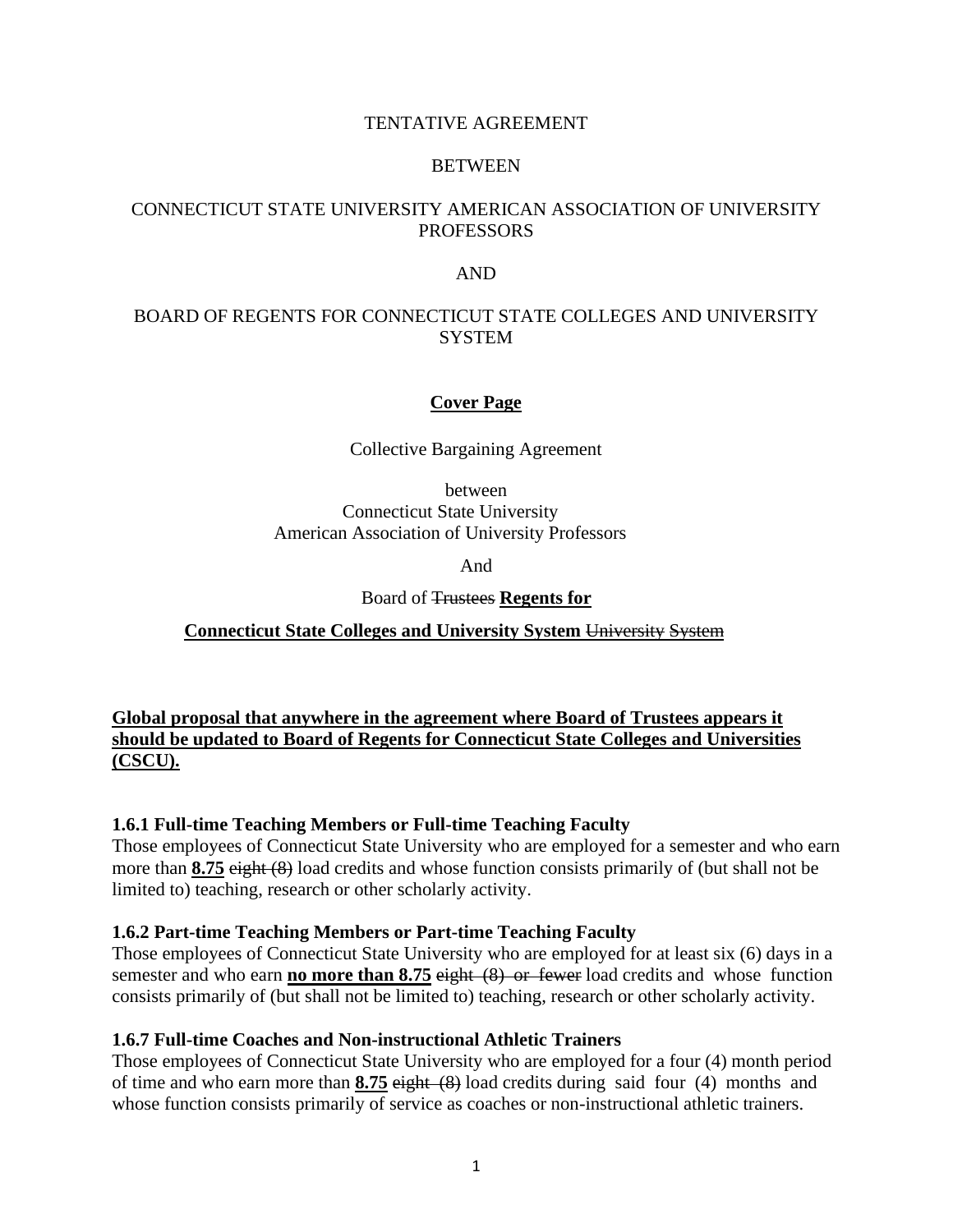TENTATIVE AGREEMENT

BETWEEN

CONNECTICUT STATE UNIVERSITY AMERICAN ASSOCIATION OF UNIVERSITY PROFESSORS

AND

BOARD OF REGENTS FOR CONNECTICUT STATE COLLEGES AND UNIVERSITY SYSTEM

**Cover Page**

Collective Bargaining Agreement

between
Connecticut State University
American Association of University Professors

And

Board of ~~Trustees~~ **Regents for**

**Connecticut State Colleges and University System** ~~University System~~

**Global proposal that anywhere in the agreement where Board of Trustees appears it should be updated to Board of Regents for Connecticut State Colleges and Universities (CSCU).**

### 1.6.1 Full-time Teaching Members or Full-time Teaching Faculty

Those employees of Connecticut State University who are employed for a semester and who earn more than **8.75** ~~eight (8)~~ load credits and whose function consists primarily of (but shall not be limited to) teaching, research or other scholarly activity.

### 1.6.2 Part-time Teaching Members or Part-time Teaching Faculty

Those employees of Connecticut State University who are employed for at least six (6) days in a semester and who earn **no more than 8.75** ~~eight (8) or fewer~~ load credits and whose function consists primarily of (but shall not be limited to) teaching, research or other scholarly activity.

### 1.6.7 Full-time Coaches and Non-instructional Athletic Trainers

Those employees of Connecticut State University who are employed for a four (4) month period of time and who earn more than **8.75** ~~eight (8)~~ load credits during said four (4) months and whose function consists primarily of service as coaches or non-instructional athletic trainers.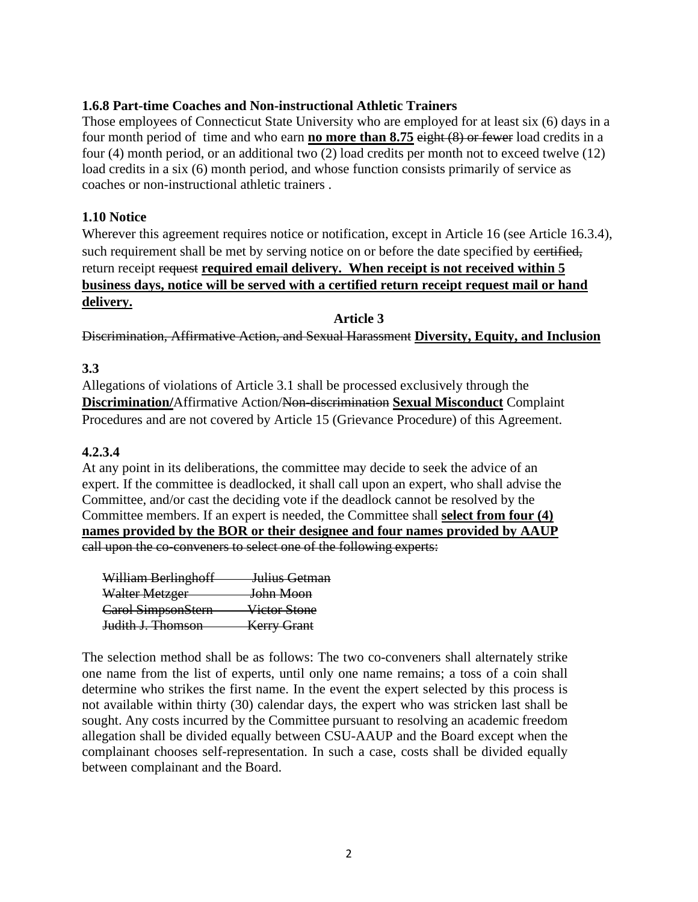**1.6.8 Part-time Coaches and Non-instructional Athletic Trainers**

Those employees of Connecticut State University who are employed for at least six (6) days in a four month period of time and who earn **<u>no more than 8.75</u>** ~~eight (8) or fewer~~ load credits in a four (4) month period, or an additional two (2) load credits per month not to exceed twelve (12) load credits in a six (6) month period, and whose function consists primarily of service as coaches or non-instructional athletic trainers .

**1.10 Notice**

Wherever this agreement requires notice or notification, except in Article 16 (see Article 16.3.4), such requirement shall be met by serving notice on or before the date specified by ~~certified,~~ return receipt ~~request~~ **<u>required email delivery. When receipt is not received within 5 business days, notice will be served with a certified return receipt request mail or hand delivery.</u>**

**Article 3**

~~Discrimination, Affirmative Action, and Sexual Harassment~~ **<u>Diversity, Equity, and Inclusion</u>**

**3.3**

Allegations of violations of Article 3.1 shall be processed exclusively through the **<u>Discrimination/</u>**Affirmative Action/~~Non-discrimination~~ **<u>Sexual Misconduct</u>** Complaint Procedures and are not covered by Article 15 (Grievance Procedure) of this Agreement.

**4.2.3.4**

At any point in its deliberations, the committee may decide to seek the advice of an expert. If the committee is deadlocked, it shall call upon an expert, who shall advise the Committee, and/or cast the deciding vote if the deadlock cannot be resolved by the Committee members. If an expert is needed, the Committee shall **<u>select from four (4) names provided by the BOR or their designee and four names provided by AAUP</u>** ~~call upon the co-conveners to select one of the following experts:~~

| | |
|---|---|
| ~~William Berlinghoff~~ | ~~Julius Getman~~ |
| ~~Walter Metzger~~ | ~~John Moon~~ |
| ~~Carol SimpsonStern~~ | ~~Victor Stone~~ |
| ~~Judith J. Thomson~~ | ~~Kerry Grant~~ |

The selection method shall be as follows: The two co-conveners shall alternately strike one name from the list of experts, until only one name remains; a toss of a coin shall determine who strikes the first name. In the event the expert selected by this process is not available within thirty (30) calendar days, the expert who was stricken last shall be sought. Any costs incurred by the Committee pursuant to resolving an academic freedom allegation shall be divided equally between CSU-AAUP and the Board except when the complainant chooses self-representation. In such a case, costs shall be divided equally between complainant and the Board.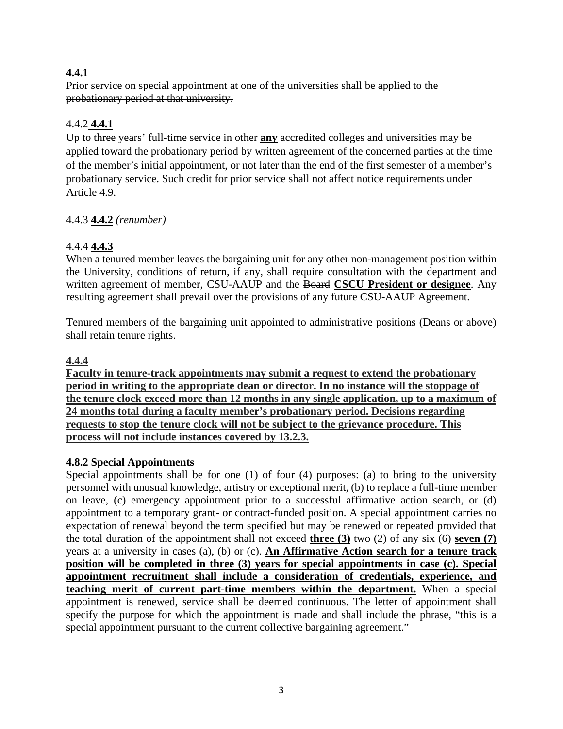~~**4.4.1**~~
~~Prior service on special appointment at one of the universities shall be applied to the probationary period at that university.~~

~~4.4.2~~ **<u>4.4.1</u>**
Up to three years' full-time service in ~~other~~ **<u>any</u>** accredited colleges and universities may be applied toward the probationary period by written agreement of the concerned parties at the time of the member's initial appointment, or not later than the end of the first semester of a member's probationary service. Such credit for prior service shall not affect notice requirements under Article 4.9.

~~4.4.3~~ **<u>4.4.2</u>** *(renumber)*

~~4.4.4~~ **<u>4.4.3</u>**
When a tenured member leaves the bargaining unit for any other non-management position within the University, conditions of return, if any, shall require consultation with the department and written agreement of member, CSU-AAUP and the ~~Board~~ **<u>CSCU President or designee</u>**. Any resulting agreement shall prevail over the provisions of any future CSU-AAUP Agreement.

Tenured members of the bargaining unit appointed to administrative positions (Deans or above) shall retain tenure rights.

**<u>4.4.4</u>**
**<u>Faculty in tenure-track appointments may submit a request to extend the probationary period in writing to the appropriate dean or director. In no instance will the stoppage of the tenure clock exceed more than 12 months in any single application, up to a maximum of 24 months total during a faculty member's probationary period. Decisions regarding requests to stop the tenure clock will not be subject to the grievance procedure. This process will not include instances covered by 13.2.3.</u>**

**4.8.2 Special Appointments**
Special appointments shall be for one (1) of four (4) purposes: (a) to bring to the university personnel with unusual knowledge, artistry or exceptional merit, (b) to replace a full-time member on leave, (c) emergency appointment prior to a successful affirmative action search, or (d) appointment to a temporary grant- or contract-funded position. A special appointment carries no expectation of renewal beyond the term specified but may be renewed or repeated provided that the total duration of the appointment shall not exceed **<u>three (3)</u>** ~~two (2)~~ of any ~~six (6)~~ **<u>seven (7)</u>** years at a university in cases (a), (b) or (c). **<u>An Affirmative Action search for a tenure track position will be completed in three (3) years for special appointments in case (c). Special appointment recruitment shall include a consideration of credentials, experience, and teaching merit of current part-time members within the department.</u>** When a special appointment is renewed, service shall be deemed continuous. The letter of appointment shall specify the purpose for which the appointment is made and shall include the phrase, "this is a special appointment pursuant to the current collective bargaining agreement."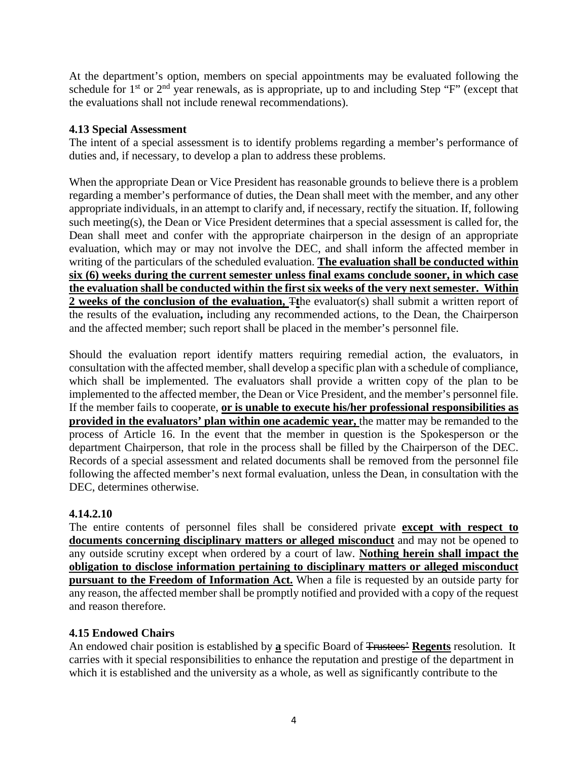At the department's option, members on special appointments may be evaluated following the schedule for 1st or 2nd year renewals, as is appropriate, up to and including Step "F" (except that the evaluations shall not include renewal recommendations).

**4.13 Special Assessment**

The intent of a special assessment is to identify problems regarding a member's performance of duties and, if necessary, to develop a plan to address these problems.

When the appropriate Dean or Vice President has reasonable grounds to believe there is a problem regarding a member's performance of duties, the Dean shall meet with the member, and any other appropriate individuals, in an attempt to clarify and, if necessary, rectify the situation. If, following such meeting(s), the Dean or Vice President determines that a special assessment is called for, the Dean shall meet and confer with the appropriate chairperson in the design of an appropriate evaluation, which may or may not involve the DEC, and shall inform the affected member in writing of the particulars of the scheduled evaluation. **<u>The evaluation shall be conducted within six (6) weeks during the current semester unless final exams conclude sooner, in which case the evaluation shall be conducted within the first six weeks of the very next semester. Within 2 weeks of the conclusion of the evaluation,</u>** ~~T~~**t**he evaluator(s) shall submit a written report of the results of the evaluation**,** including any recommended actions, to the Dean, the Chairperson and the affected member; such report shall be placed in the member's personnel file.

Should the evaluation report identify matters requiring remedial action, the evaluators, in consultation with the affected member, shall develop a specific plan with a schedule of compliance, which shall be implemented. The evaluators shall provide a written copy of the plan to be implemented to the affected member, the Dean or Vice President, and the member's personnel file. If the member fails to cooperate, **<u>or is unable to execute his/her professional responsibilities as provided in the evaluators' plan within one academic year,</u>** the matter may be remanded to the process of Article 16. In the event that the member in question is the Spokesperson or the department Chairperson, that role in the process shall be filled by the Chairperson of the DEC. Records of a special assessment and related documents shall be removed from the personnel file following the affected member's next formal evaluation, unless the Dean, in consultation with the DEC, determines otherwise.

**4.14.2.10**

The entire contents of personnel files shall be considered private **<u>except with respect to documents concerning disciplinary matters or alleged misconduct</u>** and may not be opened to any outside scrutiny except when ordered by a court of law. **<u>Nothing herein shall impact the obligation to disclose information pertaining to disciplinary matters or alleged misconduct pursuant to the Freedom of Information Act.</u>** When a file is requested by an outside party for any reason, the affected member shall be promptly notified and provided with a copy of the request and reason therefore.

**4.15 Endowed Chairs**

An endowed chair position is established by **<u>a</u>** specific Board of ~~Trustees'~~ **<u>Regents</u>** resolution. It carries with it special responsibilities to enhance the reputation and prestige of the department in which it is established and the university as a whole, as well as significantly contribute to the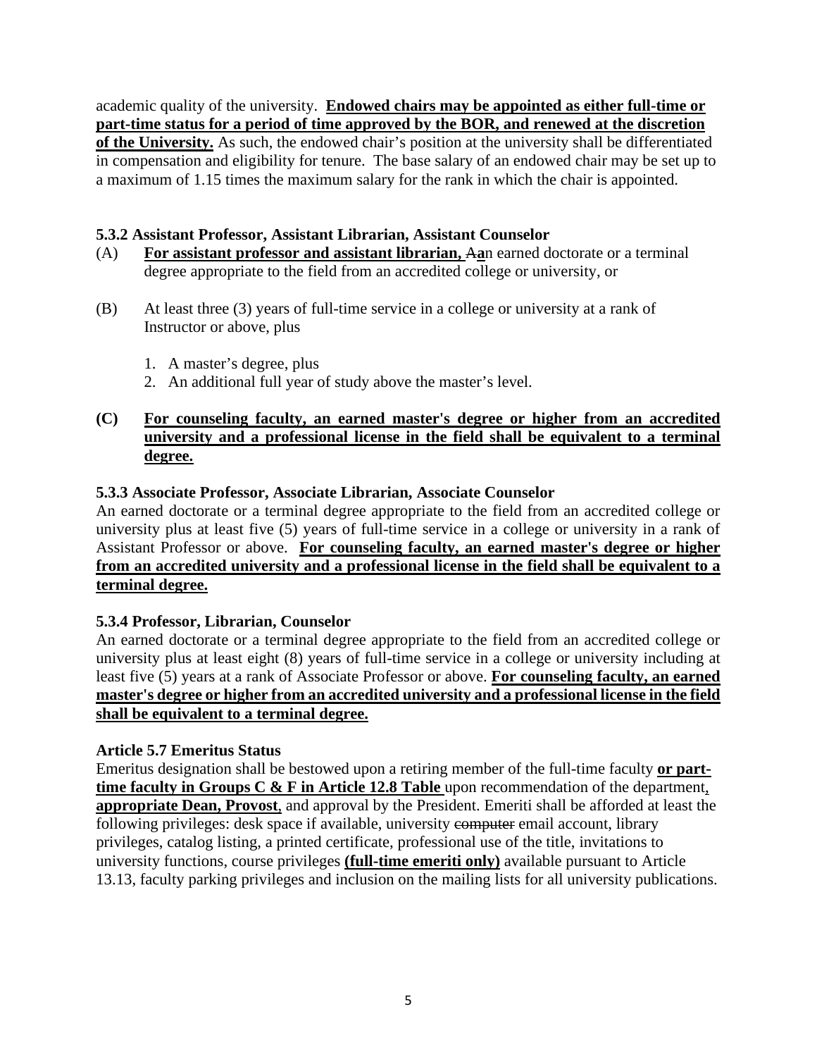academic quality of the university. **Endowed chairs may be appointed as either full-time or part-time status for a period of time approved by the BOR, and renewed at the discretion of the University.** As such, the endowed chair's position at the university shall be differentiated in compensation and eligibility for tenure. The base salary of an endowed chair may be set up to a maximum of 1.15 times the maximum salary for the rank in which the chair is appointed.

**5.3.2 Assistant Professor, Assistant Librarian, Assistant Counselor**

(A) **For assistant professor and assistant librarian,** ~~A~~**a**n earned doctorate or a terminal degree appropriate to the field from an accredited college or university, or

(B) At least three (3) years of full-time service in a college or university at a rank of Instructor or above, plus

1. A master's degree, plus
2. An additional full year of study above the master's level.

**(C) For counseling faculty, an earned master's degree or higher from an accredited university and a professional license in the field shall be equivalent to a terminal degree.**

**5.3.3 Associate Professor, Associate Librarian, Associate Counselor**

An earned doctorate or a terminal degree appropriate to the field from an accredited college or university plus at least five (5) years of full-time service in a college or university in a rank of Assistant Professor or above. **For counseling faculty, an earned master's degree or higher from an accredited university and a professional license in the field shall be equivalent to a terminal degree.**

**5.3.4 Professor, Librarian, Counselor**

An earned doctorate or a terminal degree appropriate to the field from an accredited college or university plus at least eight (8) years of full-time service in a college or university including at least five (5) years at a rank of Associate Professor or above. **For counseling faculty, an earned master's degree or higher from an accredited university and a professional license in the field shall be equivalent to a terminal degree.**

**Article 5.7 Emeritus Status**

Emeritus designation shall be bestowed upon a retiring member of the full-time faculty **or part-time faculty in Groups C & F in Article 12.8 Table** upon recommendation of the department**, appropriate Dean, Provost**, and approval by the President. Emeriti shall be afforded at least the following privileges: desk space if available, university ~~computer~~ email account, library privileges, catalog listing, a printed certificate, professional use of the title, invitations to university functions, course privileges **(full-time emeriti only)** available pursuant to Article 13.13, faculty parking privileges and inclusion on the mailing lists for all university publications.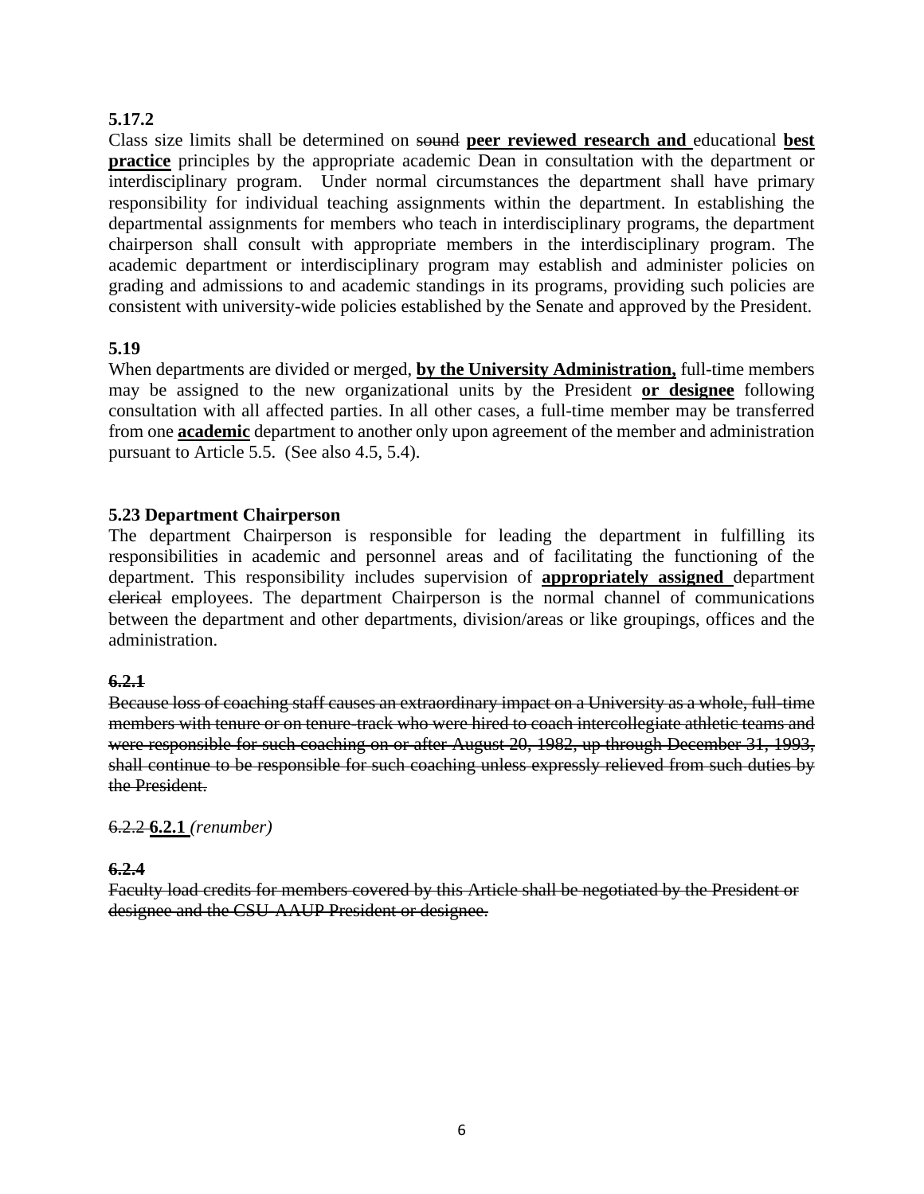**5.17.2**

Class size limits shall be determined on ~~sound~~ **peer reviewed research and** educational **best practice** principles by the appropriate academic Dean in consultation with the department or interdisciplinary program. Under normal circumstances the department shall have primary responsibility for individual teaching assignments within the department. In establishing the departmental assignments for members who teach in interdisciplinary programs, the department chairperson shall consult with appropriate members in the interdisciplinary program. The academic department or interdisciplinary program may establish and administer policies on grading and admissions to and academic standings in its programs, providing such policies are consistent with university-wide policies established by the Senate and approved by the President.

**5.19**

When departments are divided or merged, **by the University Administration,** full-time members may be assigned to the new organizational units by the President **or designee** following consultation with all affected parties. In all other cases, a full-time member may be transferred from one **academic** department to another only upon agreement of the member and administration pursuant to Article 5.5. (See also 4.5, 5.4).

**5.23 Department Chairperson**

The department Chairperson is responsible for leading the department in fulfilling its responsibilities in academic and personnel areas and of facilitating the functioning of the department. This responsibility includes supervision of **appropriately assigned** department ~~clerical~~ employees. The department Chairperson is the normal channel of communications between the department and other departments, division/areas or like groupings, offices and the administration.

~~**6.2.1**~~

~~Because loss of coaching staff causes an extraordinary impact on a University as a whole, full-time members with tenure or on tenure-track who were hired to coach intercollegiate athletic teams and were responsible for such coaching on or after August 20, 1982, up through December 31, 1993, shall continue to be responsible for such coaching unless expressly relieved from such duties by the President.~~

~~6.2.2~~ **6.2.1** *(renumber)*

~~**6.2.4**~~

~~Faculty load credits for members covered by this Article shall be negotiated by the President or designee and the CSU-AAUP President or designee.~~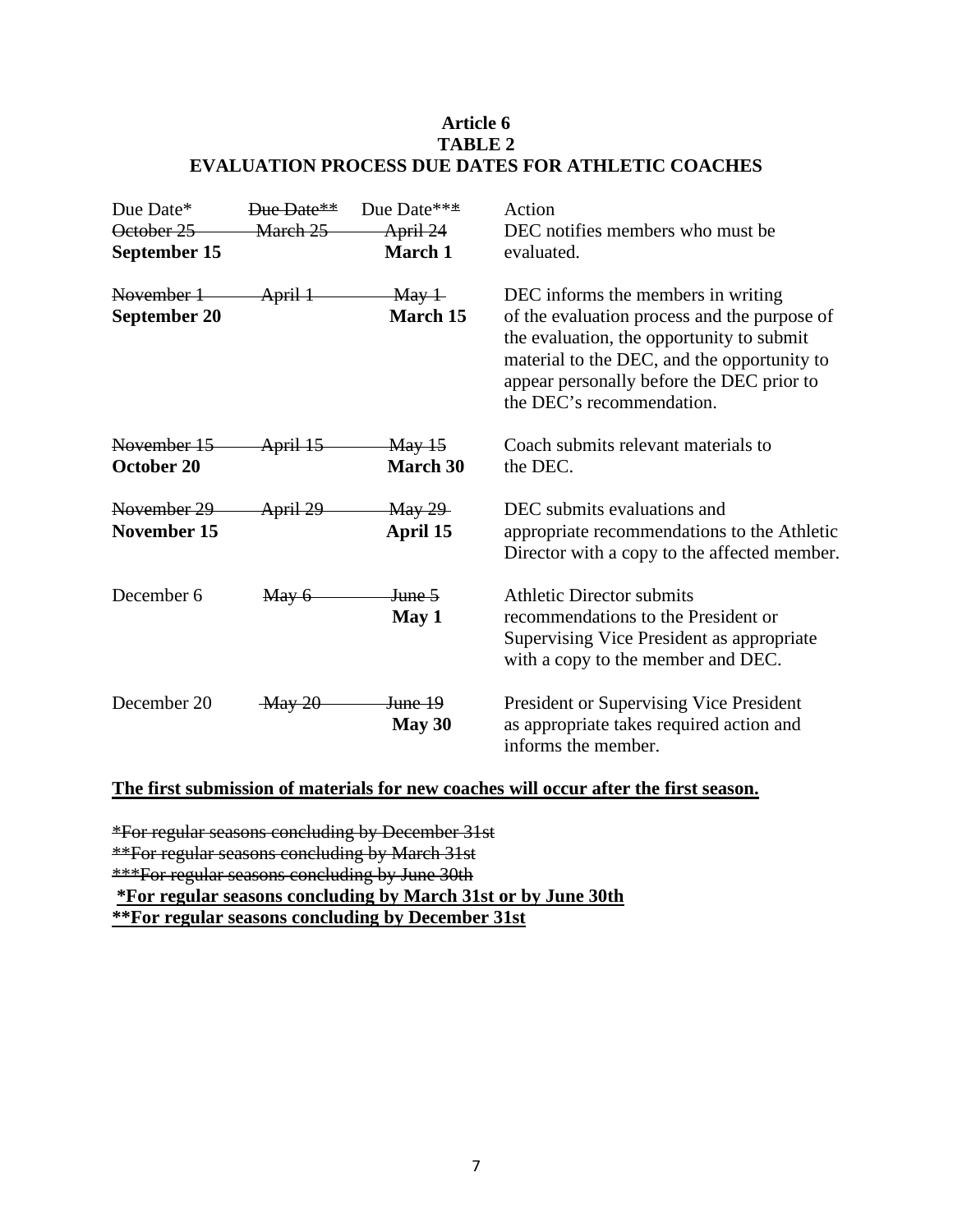**Article 6**
**TABLE 2**
**EVALUATION PROCESS DUE DATES FOR ATHLETIC COACHES**

| Due Date* | ~~Due Date**~~ | Due Date**~~*~~ | Action |
|---|---|---|---|
| ~~October 25~~ **September 15** | ~~March 25~~ | ~~April 24~~ **March 1** | DEC notifies members who must be evaluated. |
| ~~November 1~~ **September 20** | ~~April 1~~ | ~~May 1~~ **March 15** | DEC informs the members in writing of the evaluation process and the purpose of the evaluation, the opportunity to submit material to the DEC, and the opportunity to appear personally before the DEC prior to the DEC's recommendation. |
| ~~November 15~~ **October 20** | ~~April 15~~ | ~~May 15~~ **March 30** | Coach submits relevant materials to the DEC. |
| ~~November 29~~ **November 15** | ~~April 29~~ | ~~May 29~~ **April 15** | DEC submits evaluations and appropriate recommendations to the Athletic Director with a copy to the affected member. |
| December 6 | ~~May 6~~ | ~~June 5~~ **May 1** | Athletic Director submits recommendations to the President or Supervising Vice President as appropriate with a copy to the member and DEC. |
| December 20 | ~~May 20~~ | ~~June 19~~ **May 30** | President or Supervising Vice President as appropriate takes required action and informs the member. |

**The first submission of materials for new coaches will occur after the first season.**

~~*For regular seasons concluding by December 31st~~
~~**For regular seasons concluding by March 31st~~
~~***For regular seasons concluding by June 30th~~
**\*For regular seasons concluding by March 31st or by June 30th**
**\*\*For regular seasons concluding by December 31st**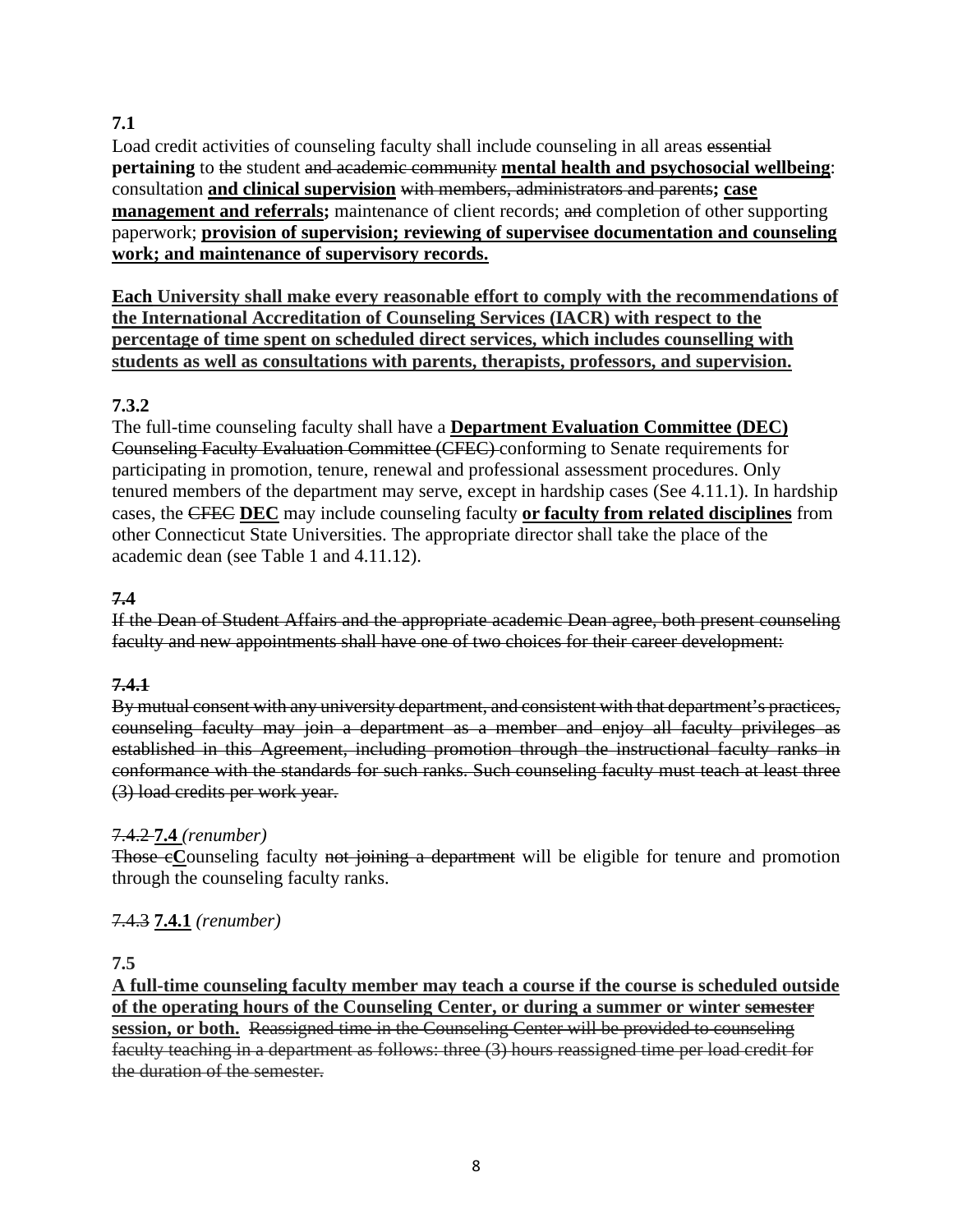**7.1**

Load credit activities of counseling faculty shall include counseling in all areas ~~essential~~ **pertaining** to ~~the~~ student ~~and academic community~~ **mental health and psychosocial wellbeing**: consultation **and clinical supervision** ~~with members, administrators and parents~~**; case management and referrals;** maintenance of client records; ~~and~~ completion of other supporting paperwork; **provision of supervision; reviewing of supervisee documentation and counseling work; and maintenance of supervisory records.**

**Each University shall make every reasonable effort to comply with the recommendations of the International Accreditation of Counseling Services (IACR) with respect to the percentage of time spent on scheduled direct services, which includes counselling with students as well as consultations with parents, therapists, professors, and supervision.**

**7.3.2**

The full-time counseling faculty shall have a **Department Evaluation Committee (DEC)** ~~Counseling Faculty Evaluation Committee (CFEC)~~ conforming to Senate requirements for participating in promotion, tenure, renewal and professional assessment procedures. Only tenured members of the department may serve, except in hardship cases (See 4.11.1). In hardship cases, the ~~CFEC~~ **DEC** may include counseling faculty **or faculty from related disciplines** from other Connecticut State Universities. The appropriate director shall take the place of the academic dean (see Table 1 and 4.11.12).

~~**7.4**~~

~~If the Dean of Student Affairs and the appropriate academic Dean agree, both present counseling faculty and new appointments shall have one of two choices for their career development:~~

~~**7.4.1**~~

~~By mutual consent with any university department, and consistent with that department's practices, counseling faculty may join a department as a member and enjoy all faculty privileges as established in this Agreement, including promotion through the instructional faculty ranks in conformance with the standards for such ranks. Such counseling faculty must teach at least three (3) load credits per work year.~~

~~7.4.2~~ **7.4** *(renumber)*

~~Those c~~**C**ounseling faculty ~~not joining a department~~ will be eligible for tenure and promotion through the counseling faculty ranks.

~~7.4.3~~ **7.4.1** *(renumber)*

**7.5**

**A full-time counseling faculty member may teach a course if the course is scheduled outside of the operating hours of the Counseling Center, or during a summer or winter ~~semester~~ session, or both.** ~~Reassigned time in the Counseling Center will be provided to counseling faculty teaching in a department as follows: three (3) hours reassigned time per load credit for the duration of the semester.~~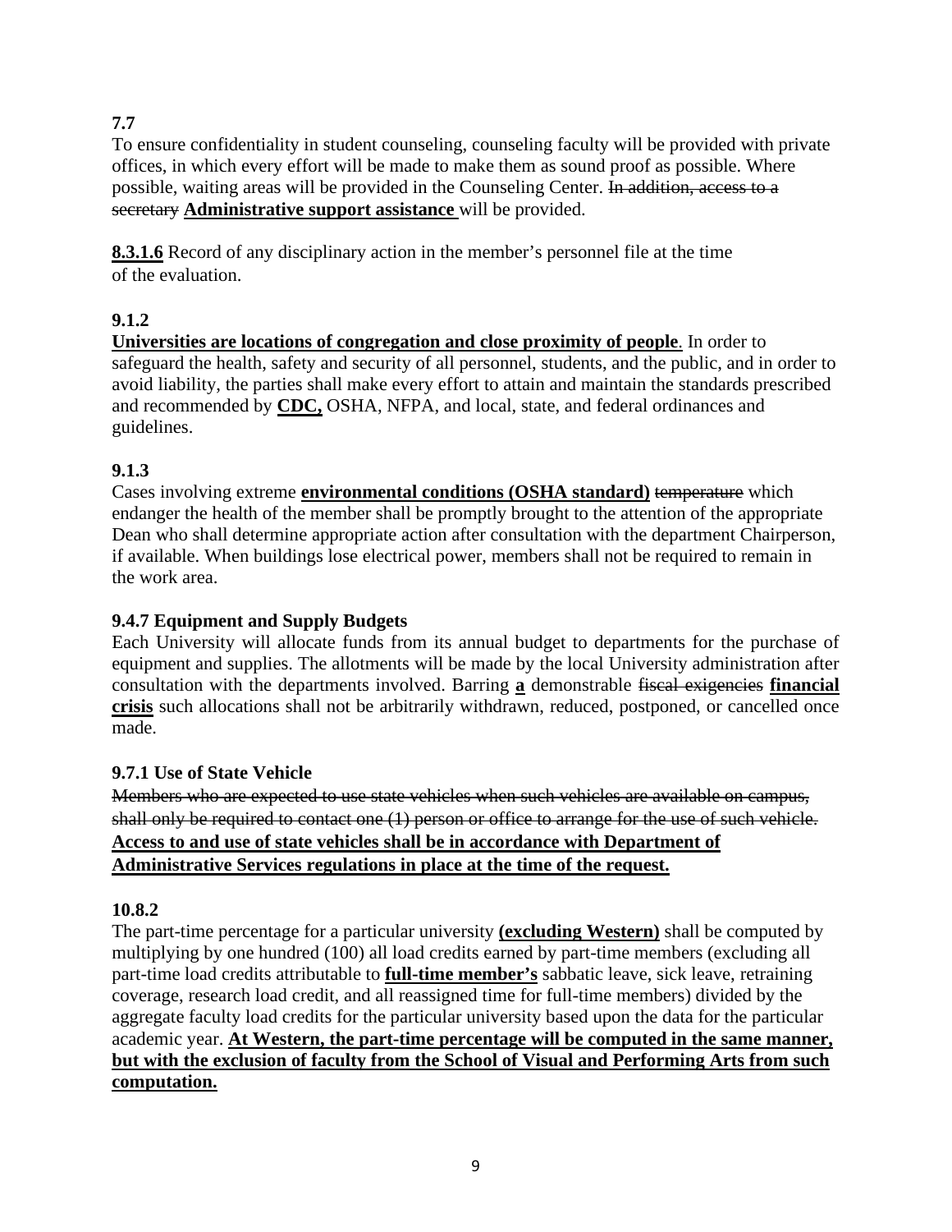**7.7**
To ensure confidentiality in student counseling, counseling faculty will be provided with private offices, in which every effort will be made to make them as sound proof as possible. Where possible, waiting areas will be provided in the Counseling Center. ~~In addition, access to a secretary~~ **Administrative support assistance** will be provided.

**8.3.1.6** Record of any disciplinary action in the member's personnel file at the time of the evaluation.

**9.1.2**
**Universities are locations of congregation and close proximity of people**. In order to safeguard the health, safety and security of all personnel, students, and the public, and in order to avoid liability, the parties shall make every effort to attain and maintain the standards prescribed and recommended by **CDC,** OSHA, NFPA, and local, state, and federal ordinances and guidelines.

**9.1.3**
Cases involving extreme **environmental conditions (OSHA standard)** ~~temperature~~ which endanger the health of the member shall be promptly brought to the attention of the appropriate Dean who shall determine appropriate action after consultation with the department Chairperson, if available. When buildings lose electrical power, members shall not be required to remain in the work area.

**9.4.7 Equipment and Supply Budgets**
Each University will allocate funds from its annual budget to departments for the purchase of equipment and supplies. The allotments will be made by the local University administration after consultation with the departments involved. Barring **a** demonstrable ~~fiscal exigencies~~ **financial crisis** such allocations shall not be arbitrarily withdrawn, reduced, postponed, or cancelled once made.

**9.7.1 Use of State Vehicle**
~~Members who are expected to use state vehicles when such vehicles are available on campus, shall only be required to contact one (1) person or office to arrange for the use of such vehicle.~~
**Access to and use of state vehicles shall be in accordance with Department of Administrative Services regulations in place at the time of the request.**

**10.8.2**
The part-time percentage for a particular university **(excluding Western)** shall be computed by multiplying by one hundred (100) all load credits earned by part-time members (excluding all part-time load credits attributable to **full-time member's** sabbatic leave, sick leave, retraining coverage, research load credit, and all reassigned time for full-time members) divided by the aggregate faculty load credits for the particular university based upon the data for the particular academic year. **At Western, the part-time percentage will be computed in the same manner, but with the exclusion of faculty from the School of Visual and Performing Arts from such computation.**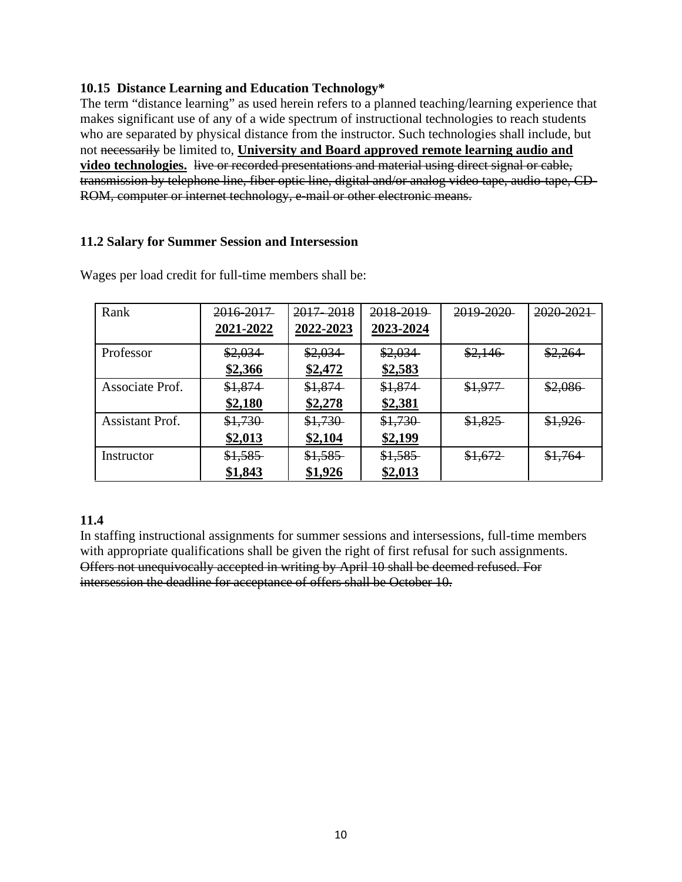**10.15 Distance Learning and Education Technology***

The term "distance learning" as used herein refers to a planned teaching/learning experience that makes significant use of any of a wide spectrum of instructional technologies to reach students who are separated by physical distance from the instructor. Such technologies shall include, but not ~~necessarily~~ be limited to, **<u>University and Board approved remote learning audio and video technologies.</u>** ~~live or recorded presentations and material using direct signal or cable, transmission by telephone line, fiber optic line, digital and/or analog video tape, audio-tape, CD-ROM, computer or internet technology, e-mail or other electronic means.~~

**11.2 Salary for Summer Session and Intersession**

Wages per load credit for full-time members shall be:

| Rank | ~~2016-2017~~ **<u>2021-2022</u>** | ~~2017- 2018~~ **<u>2022-2023</u>** | ~~2018-2019~~ **<u>2023-2024</u>** | ~~2019-2020~~ | ~~2020-2021~~ |
|---|---|---|---|---|---|
| Professor | ~~$2,034~~ **<u>$2,366</u>** | ~~$2,034~~ **<u>$2,472</u>** | ~~$2,034~~ **<u>$2,583</u>** | ~~$2,146~~ | ~~$2,264~~ |
| Associate Prof. | ~~$1,874~~ **<u>$2,180</u>** | ~~$1,874~~ **<u>$2,278</u>** | ~~$1,874~~ **<u>$2,381</u>** | ~~$1,977~~ | ~~$2,086~~ |
| Assistant Prof. | ~~$1,730~~ **<u>$2,013</u>** | ~~$1,730~~ **<u>$2,104</u>** | ~~$1,730~~ **<u>$2,199</u>** | ~~$1,825~~ | ~~$1,926~~ |
| Instructor | ~~$1,585~~ **<u>$1,843</u>** | ~~$1,585~~ **<u>$1,926</u>** | ~~$1,585~~ **<u>$2,013</u>** | ~~$1,672~~ | ~~$1,764~~ |

**11.4**

In staffing instructional assignments for summer sessions and intersessions, full-time members with appropriate qualifications shall be given the right of first refusal for such assignments. ~~Offers not unequivocally accepted in writing by April 10 shall be deemed refused. For intersession the deadline for acceptance of offers shall be October 10.~~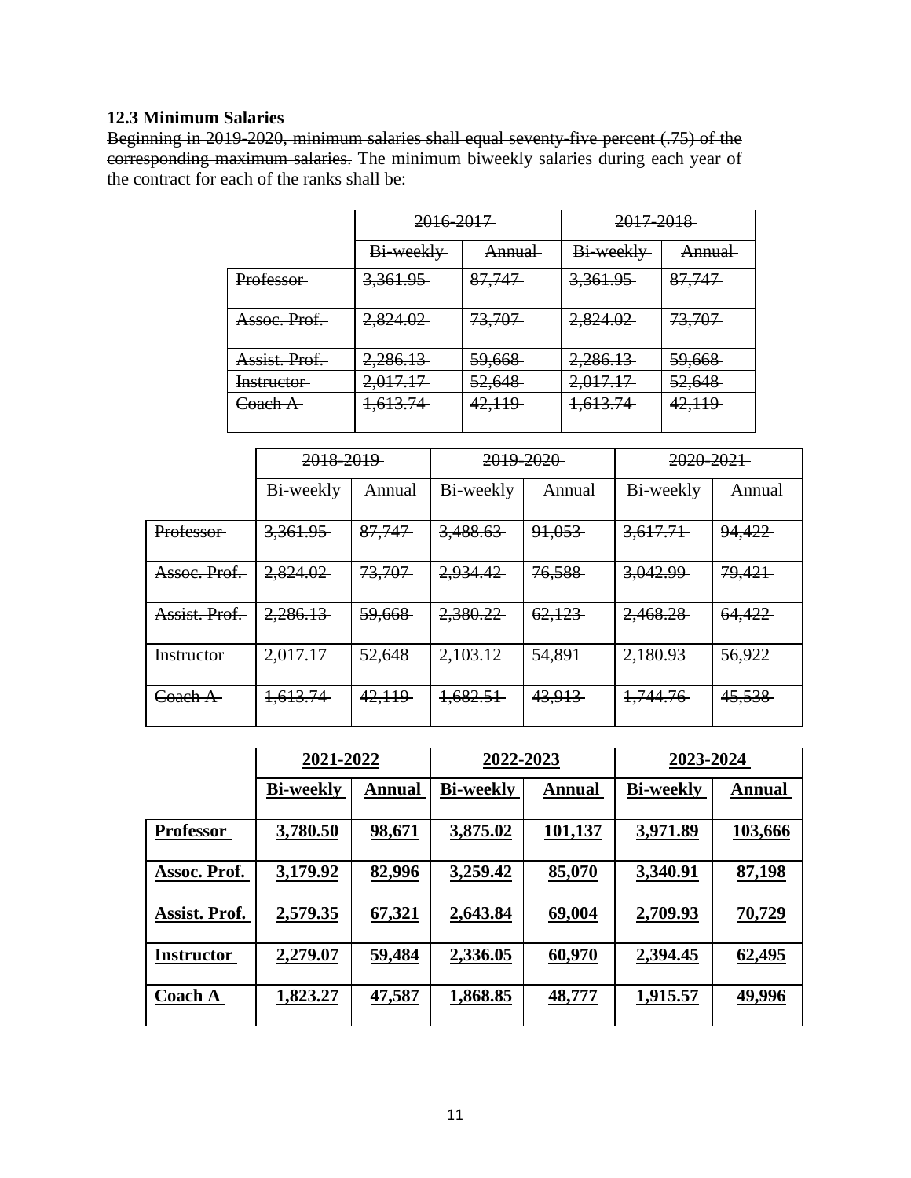**12.3 Minimum Salaries**

~~Beginning in 2019-2020, minimum salaries shall equal seventy-five percent (.75) of the corresponding maximum salaries.~~ The minimum biweekly salaries during each year of the contract for each of the ranks shall be:

| | ~~2016-2017~~ | | ~~2017-2018~~ | |
|---|---|---|---|---|
| | ~~Bi-weekly~~ | ~~Annual~~ | ~~Bi-weekly~~ | ~~Annual~~ |
| ~~Professor~~ | ~~3,361.95~~ | ~~87,747~~ | ~~3,361.95~~ | ~~87,747~~ |
| ~~Assoc. Prof.~~ | ~~2,824.02~~ | ~~73,707~~ | ~~2,824.02~~ | ~~73,707~~ |
| ~~Assist. Prof.~~ | ~~2,286.13~~ | ~~59,668~~ | ~~2,286.13~~ | ~~59,668~~ |
| ~~Instructor~~ | ~~2,017.17~~ | ~~52,648~~ | ~~2,017.17~~ | ~~52,648~~ |
| ~~Coach A~~ | ~~1,613.74~~ | ~~42,119~~ | ~~1,613.74~~ | ~~42,119~~ |

| | ~~2018-2019~~ | | ~~2019-2020~~ | | ~~2020-2021~~ | |
|---|---|---|---|---|---|---|
| | ~~Bi-weekly~~ | ~~Annual~~ | ~~Bi-weekly~~ | ~~Annual~~ | ~~Bi-weekly~~ | ~~Annual~~ |
| ~~Professor~~ | ~~3,361.95~~ | ~~87,747~~ | ~~3,488.63~~ | ~~91,053~~ | ~~3,617.71~~ | ~~94,422~~ |
| ~~Assoc. Prof.~~ | ~~2,824.02~~ | ~~73,707~~ | ~~2,934.42~~ | ~~76,588~~ | ~~3,042.99~~ | ~~79,421~~ |
| ~~Assist. Prof.~~ | ~~2,286.13~~ | ~~59,668~~ | ~~2,380.22~~ | ~~62,123~~ | ~~2,468.28~~ | ~~64,422~~ |
| ~~Instructor~~ | ~~2,017.17~~ | ~~52,648~~ | ~~2,103.12~~ | ~~54,891~~ | ~~2,180.93~~ | ~~56,922~~ |
| ~~Coach A~~ | ~~1,613.74~~ | ~~42,119~~ | ~~1,682.51~~ | ~~43,913~~ | ~~1,744.76~~ | ~~45,538~~ |

| | **2021-2022** | | **2022-2023** | | **2023-2024** | |
|---|---|---|---|---|---|---|
| | **Bi-weekly** | **Annual** | **Bi-weekly** | **Annual** | **Bi-weekly** | **Annual** |
| **Professor** | **3,780.50** | **98,671** | **3,875.02** | **101,137** | **3,971.89** | **103,666** |
| **Assoc. Prof.** | **3,179.92** | **82,996** | **3,259.42** | **85,070** | **3,340.91** | **87,198** |
| **Assist. Prof.** | **2,579.35** | **67,321** | **2,643.84** | **69,004** | **2,709.93** | **70,729** |
| **Instructor** | **2,279.07** | **59,484** | **2,336.05** | **60,970** | **2,394.45** | **62,495** |
| **Coach A** | **1,823.27** | **47,587** | **1,868.85** | **48,777** | **1,915.57** | **49,996** |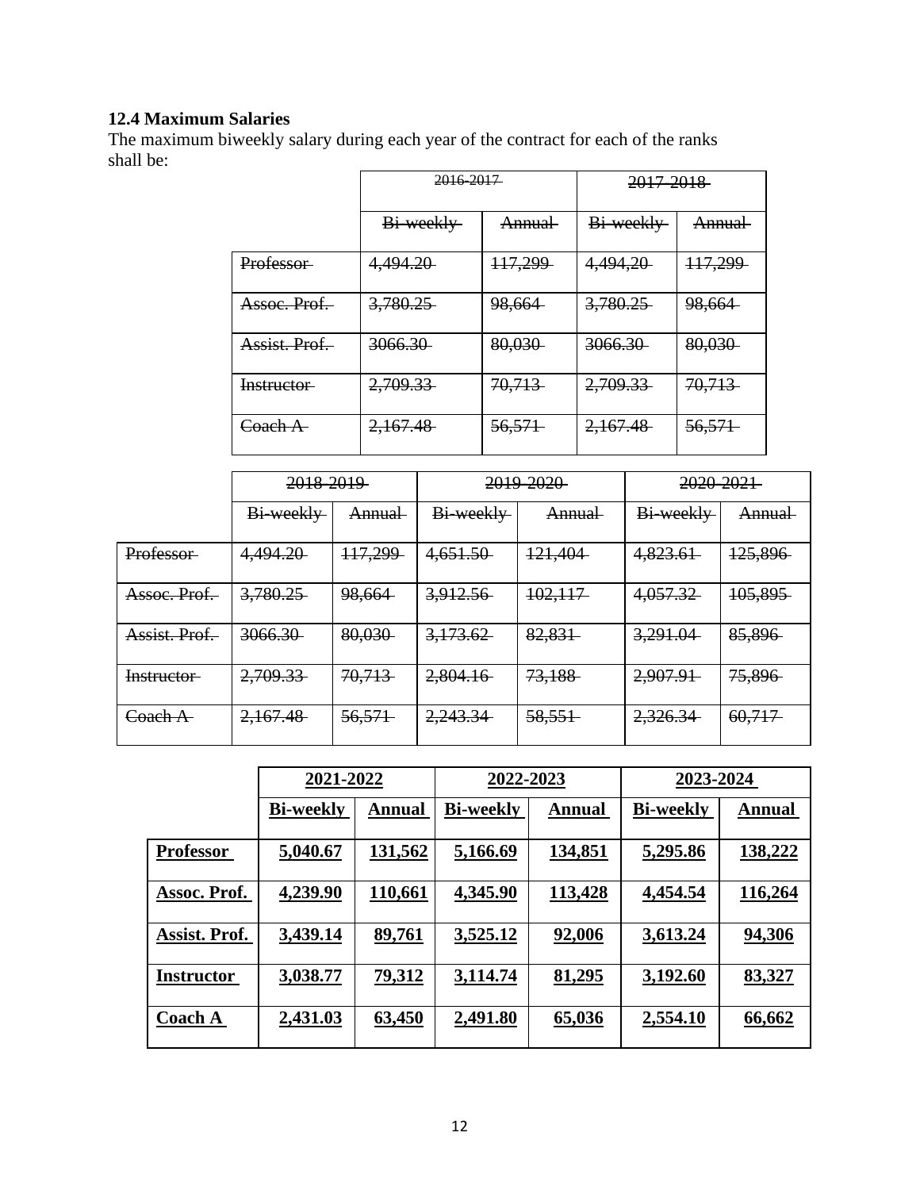**12.4 Maximum Salaries**

The maximum biweekly salary during each year of the contract for each of the ranks shall be:

| | ~~2016-2017~~ | | ~~2017-2018~~ | |
|---|---|---|---|---|
| | ~~Bi-weekly~~ | ~~Annual~~ | ~~Bi-weekly~~ | ~~Annual~~ |
| ~~Professor~~ | ~~4,494.20~~ | ~~117,299~~ | ~~4,494,20~~ | ~~117,299~~ |
| ~~Assoc. Prof.~~ | ~~3,780.25~~ | ~~98,664~~ | ~~3,780.25~~ | ~~98,664~~ |
| ~~Assist. Prof.~~ | ~~3066.30~~ | ~~80,030~~ | ~~3066.30~~ | ~~80,030~~ |
| ~~Instructor~~ | ~~2,709.33~~ | ~~70,713~~ | ~~2,709.33~~ | ~~70,713~~ |
| ~~Coach A~~ | ~~2,167.48~~ | ~~56,571~~ | ~~2,167.48~~ | ~~56,571~~ |

| | ~~2018-2019~~ | | ~~2019-2020~~ | | ~~2020-2021~~ | |
|---|---|---|---|---|---|---|
| | ~~Bi-weekly~~ | ~~Annual~~ | ~~Bi-weekly~~ | ~~Annual~~ | ~~Bi-weekly~~ | ~~Annual~~ |
| ~~Professor~~ | ~~4,494.20~~ | ~~117,299~~ | ~~4,651.50~~ | ~~121,404~~ | ~~4,823.61~~ | ~~125,896~~ |
| ~~Assoc. Prof.~~ | ~~3,780.25~~ | ~~98,664~~ | ~~3,912.56~~ | ~~102,117~~ | ~~4,057.32~~ | ~~105,895~~ |
| ~~Assist. Prof.~~ | ~~3066.30~~ | ~~80,030~~ | ~~3,173.62~~ | ~~82,831~~ | ~~3,291.04~~ | ~~85,896~~ |
| ~~Instructor~~ | ~~2,709.33~~ | ~~70,713~~ | ~~2,804.16~~ | ~~73,188~~ | ~~2,907.91~~ | ~~75,896~~ |
| ~~Coach A~~ | ~~2,167.48~~ | ~~56,571~~ | ~~2,243.34~~ | ~~58,551~~ | ~~2,326.34~~ | ~~60,717~~ |

| | **2021-2022** | | **2022-2023** | | **2023-2024** | |
|---|---|---|---|---|---|---|
| | **Bi-weekly** | **Annual** | **Bi-weekly** | **Annual** | **Bi-weekly** | **Annual** |
| **Professor** | **5,040.67** | **131,562** | **5,166.69** | **134,851** | **5,295.86** | **138,222** |
| **Assoc. Prof.** | **4,239.90** | **110,661** | **4,345.90** | **113,428** | **4,454.54** | **116,264** |
| **Assist. Prof.** | **3,439.14** | **89,761** | **3,525.12** | **92,006** | **3,613.24** | **94,306** |
| **Instructor** | **3,038.77** | **79,312** | **3,114.74** | **81,295** | **3,192.60** | **83,327** |
| **Coach A** | **2,431.03** | **63,450** | **2,491.80** | **65,036** | **2,554.10** | **66,662** |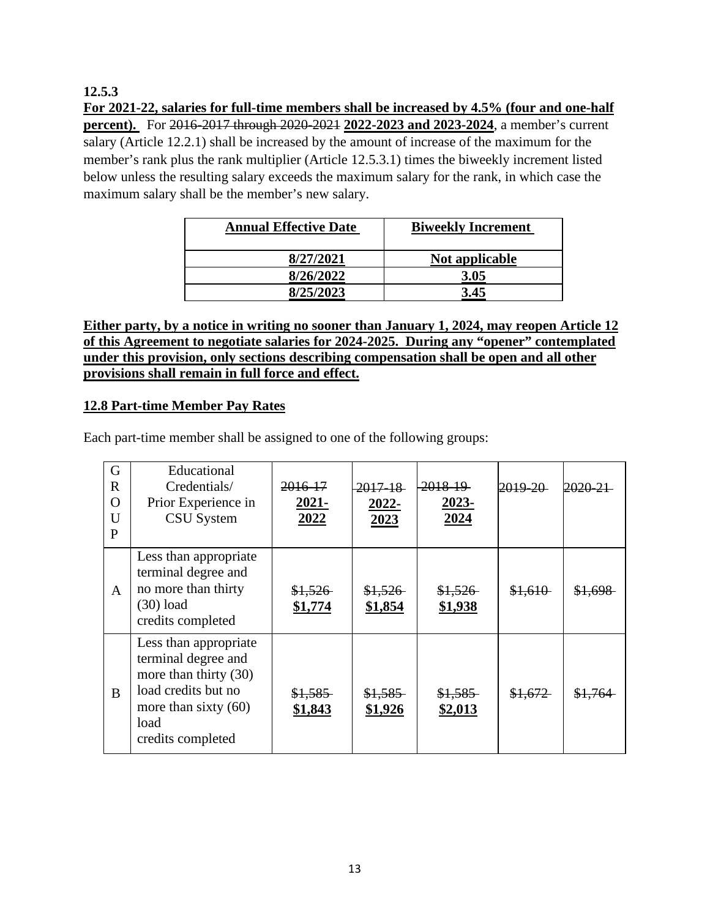**12.5.3**

**For 2021-22, salaries for full-time members shall be increased by 4.5% (four and one-half percent).** For ~~2016-2017 through 2020-2021~~ **2022-2023 and 2023-2024**, a member's current salary (Article 12.2.1) shall be increased by the amount of increase of the maximum for the member's rank plus the rank multiplier (Article 12.5.3.1) times the biweekly increment listed below unless the resulting salary exceeds the maximum salary for the rank, in which case the maximum salary shall be the member's new salary.

| Annual Effective Date | Biweekly Increment |
|---|---|
| **8/27/2021** | **Not applicable** |
| **8/26/2022** | **3.05** |
| **8/25/2023** | **3.45** |

**Either party, by a notice in writing no sooner than January 1, 2024, may reopen Article 12 of this Agreement to negotiate salaries for 2024-2025. During any "opener" contemplated under this provision, only sections describing compensation shall be open and all other provisions shall remain in full force and effect.**

**12.8 Part-time Member Pay Rates**

Each part-time member shall be assigned to one of the following groups:

| GROUP | Educational Credentials/ Prior Experience in CSU System | ~~2016-17~~ **2021-2022** | ~~2017-18~~ **2022-2023** | ~~2018-19~~ **2023-2024** | ~~2019-20~~ | ~~2020-21~~ |
|---|---|---|---|---|---|---|
| A | Less than appropriate terminal degree and no more than thirty (30) load credits completed | ~~$1,526~~ **$1,774** | ~~$1,526~~ **$1,854** | ~~$1,526~~ **$1,938** | ~~$1,610~~ | ~~$1,698~~ |
| B | Less than appropriate terminal degree and more than thirty (30) load credits but no more than sixty (60) load credits completed | ~~$1,585~~ **$1,843** | ~~$1,585~~ **$1,926** | ~~$1,585~~ **$2,013** | ~~$1,672~~ | ~~$1,764~~ |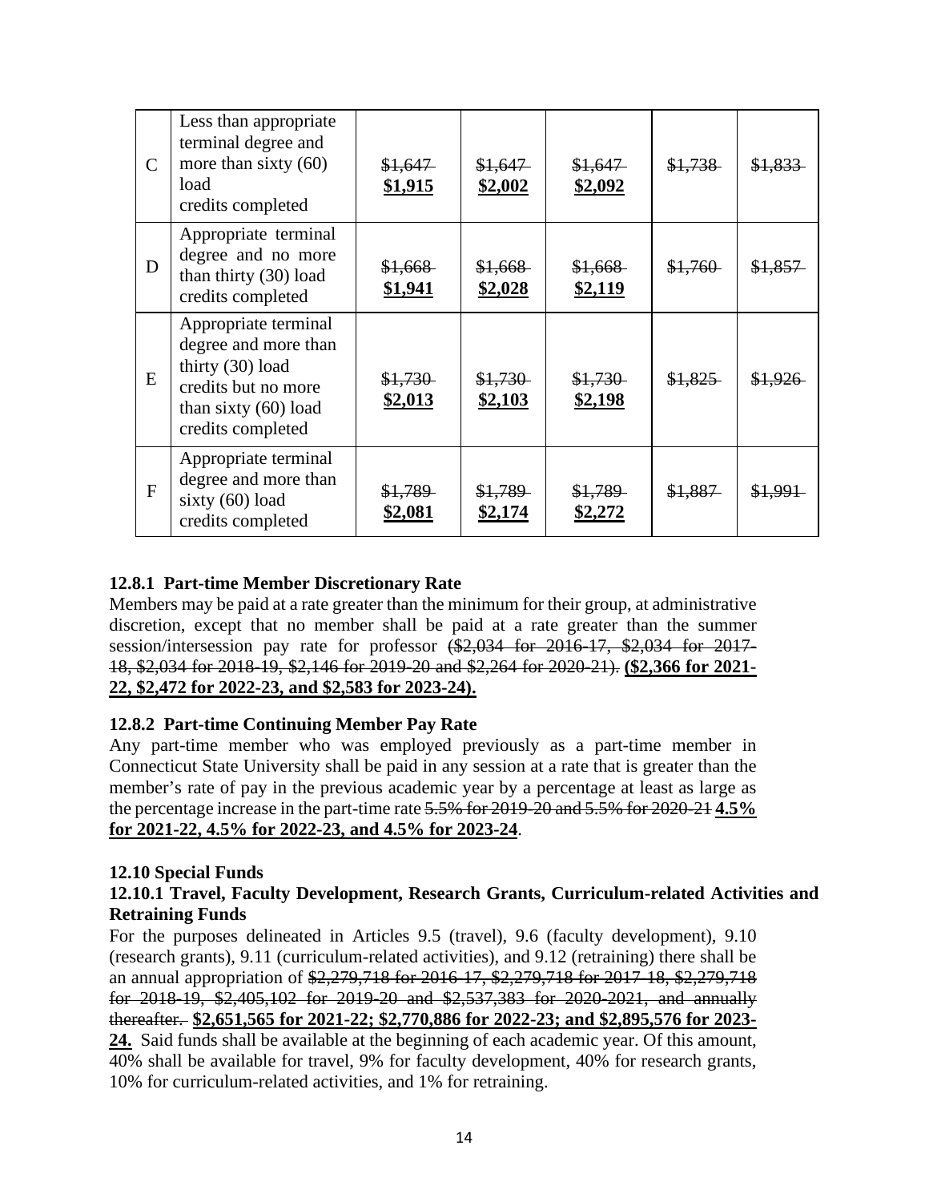| | | | | | | |
|---|---|---|---|---|---|---|
| C | Less than appropriate terminal degree and more than sixty (60) load credits completed | ~~$1,647~~ **<u>$1,915</u>** | ~~$1,647~~ **<u>$2,002</u>** | ~~$1,647~~ **<u>$2,092</u>** | ~~$1,738~~ | ~~$1,833~~ |
| D | Appropriate terminal degree and no more than thirty (30) load credits completed | ~~$1,668~~ **<u>$1,941</u>** | ~~$1,668~~ **<u>$2,028</u>** | ~~$1,668~~ **<u>$2,119</u>** | ~~$1,760~~ | ~~$1,857~~ |
| E | Appropriate terminal degree and more than thirty (30) load credits but no more than sixty (60) load credits completed | ~~$1,730~~ **<u>$2,013</u>** | ~~$1,730~~ **<u>$2,103</u>** | ~~$1,730~~ **<u>$2,198</u>** | ~~$1,825~~ | ~~$1,926~~ |
| F | Appropriate terminal degree and more than sixty (60) load credits completed | ~~$1,789~~ **<u>$2,081</u>** | ~~$1,789~~ **<u>$2,174</u>** | ~~$1,789~~ **<u>$2,272</u>** | ~~$1,887~~ | ~~$1,991~~ |

**12.8.1 Part-time Member Discretionary Rate**

Members may be paid at a rate greater than the minimum for their group, at administrative discretion, except that no member shall be paid at a rate greater than the summer session/intersession pay rate for professor ~~($2,034 for 2016-17, $2,034 for 2017-18, $2,034 for 2018-19, $2,146 for 2019-20 and $2,264 for 2020-21).~~ **<u>($2,366 for 2021-22, $2,472 for 2022-23, and $2,583 for 2023-24).</u>**

**12.8.2 Part-time Continuing Member Pay Rate**

Any part-time member who was employed previously as a part-time member in Connecticut State University shall be paid in any session at a rate that is greater than the member's rate of pay in the previous academic year by a percentage at least as large as the percentage increase in the part-time rate ~~5.5% for 2019-20 and 5.5% for 2020-21~~ **<u>4.5% for 2021-22, 4.5% for 2022-23, and 4.5% for 2023-24</u>**.

**12.10 Special Funds**

**12.10.1 Travel, Faculty Development, Research Grants, Curriculum-related Activities and Retraining Funds**

For the purposes delineated in Articles 9.5 (travel), 9.6 (faculty development), 9.10 (research grants), 9.11 (curriculum-related activities), and 9.12 (retraining) there shall be an annual appropriation of ~~$2,279,718 for 2016-17, $2,279,718 for 2017-18, $2,279,718 for 2018-19, $2,405,102 for 2019-20 and $2,537,383 for 2020-2021, and annually thereafter.~~ **<u>$2,651,565 for 2021-22; $2,770,886 for 2022-23; and $2,895,576 for 2023-24.</u>** Said funds shall be available at the beginning of each academic year. Of this amount, 40% shall be available for travel, 9% for faculty development, 40% for research grants, 10% for curriculum-related activities, and 1% for retraining.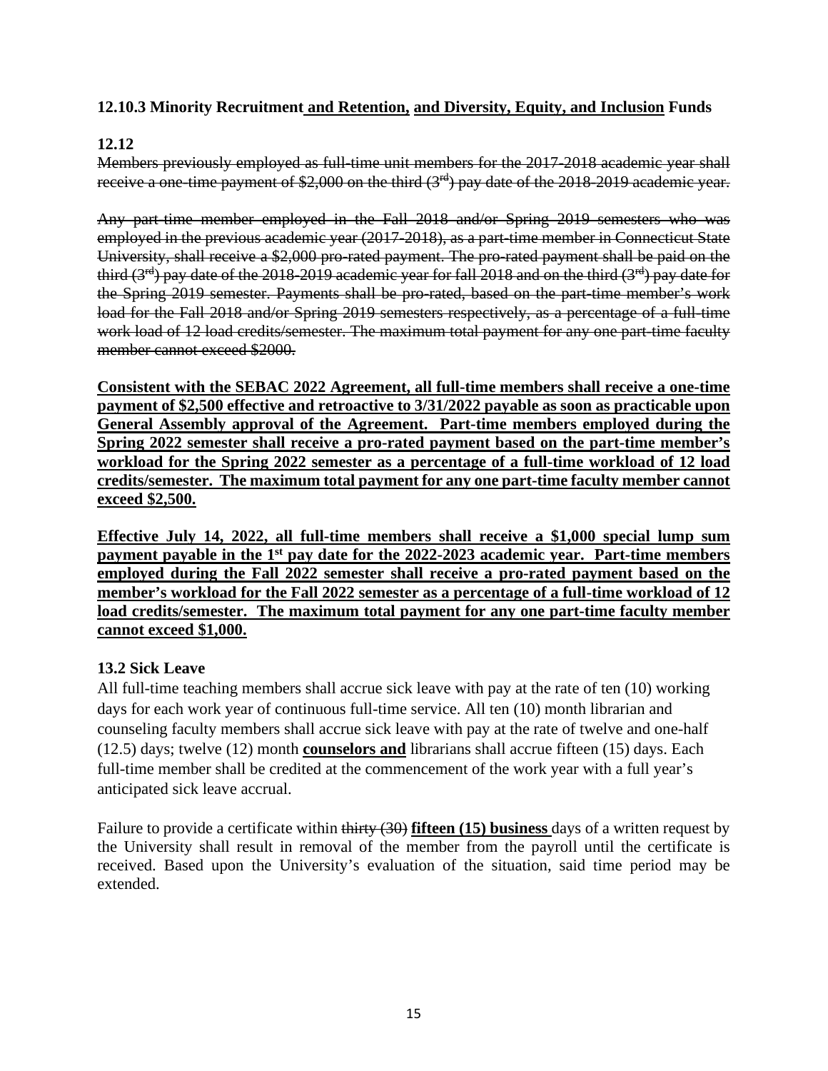### 12.10.3 Minority Recruitment <u>and Retention,</u> <u>and Diversity, Equity, and Inclusion</u> Funds

### 12.12

~~Members previously employed as full-time unit members for the 2017-2018 academic year shall receive a one-time payment of $2,000 on the third (3rd) pay date of the 2018-2019 academic year.~~

~~Any part-time member employed in the Fall 2018 and/or Spring 2019 semesters who was employed in the previous academic year (2017-2018), as a part-time member in Connecticut State University, shall receive a $2,000 pro-rated payment. The pro-rated payment shall be paid on the third (3rd) pay date of the 2018-2019 academic year for fall 2018 and on the third (3rd) pay date for the Spring 2019 semester. Payments shall be pro-rated, based on the part-time member's work load for the Fall 2018 and/or Spring 2019 semesters respectively, as a percentage of a full-time work load of 12 load credits/semester. The maximum total payment for any one part-time faculty member cannot exceed $2000.~~

<u>**Consistent with the SEBAC 2022 Agreement, all full-time members shall receive a one-time payment of $2,500 effective and retroactive to 3/31/2022 payable as soon as practicable upon General Assembly approval of the Agreement. Part-time members employed during the Spring 2022 semester shall receive a pro-rated payment based on the part-time member's workload for the Spring 2022 semester as a percentage of a full-time workload of 12 load credits/semester. The maximum total payment for any one part-time faculty member cannot exceed $2,500.**</u>

<u>**Effective July 14, 2022, all full-time members shall receive a $1,000 special lump sum payment payable in the 1st pay date for the 2022-2023 academic year. Part-time members employed during the Fall 2022 semester shall receive a pro-rated payment based on the member's workload for the Fall 2022 semester as a percentage of a full-time workload of 12 load credits/semester. The maximum total payment for any one part-time faculty member cannot exceed $1,000.**</u>

### 13.2 Sick Leave

All full-time teaching members shall accrue sick leave with pay at the rate of ten (10) working days for each work year of continuous full-time service. All ten (10) month librarian and counseling faculty members shall accrue sick leave with pay at the rate of twelve and one-half (12.5) days; twelve (12) month <u>**counselors and**</u> librarians shall accrue fifteen (15) days. Each full-time member shall be credited at the commencement of the work year with a full year's anticipated sick leave accrual.

Failure to provide a certificate within ~~thirty (30)~~ <u>**fifteen (15) business**</u> days of a written request by the University shall result in removal of the member from the payroll until the certificate is received. Based upon the University's evaluation of the situation, said time period may be extended.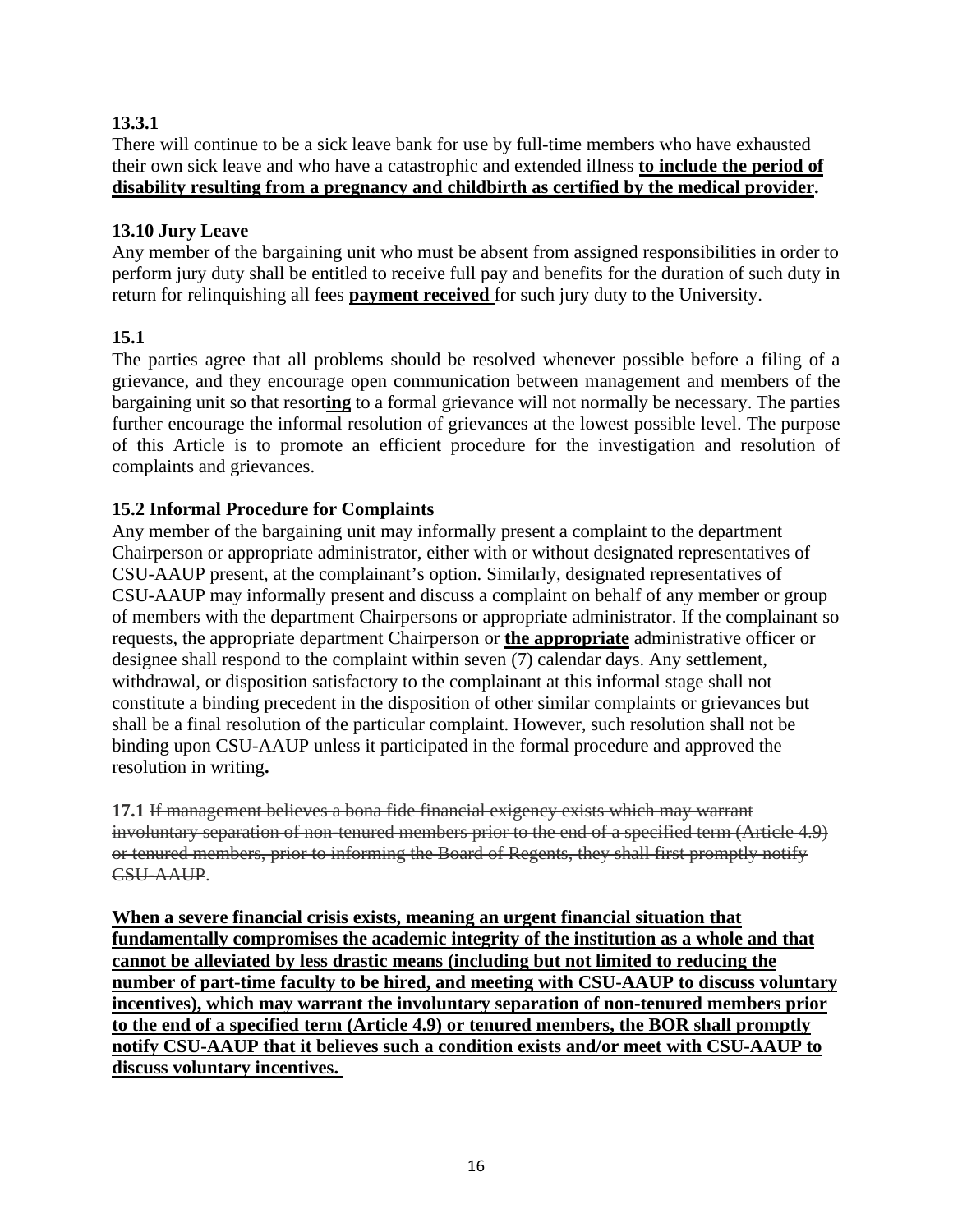**13.3.1**

There will continue to be a sick leave bank for use by full-time members who have exhausted their own sick leave and who have a catastrophic and extended illness <u>**to include the period of disability resulting from a pregnancy and childbirth as certified by the medical provider**</u>**.**

**13.10 Jury Leave**

Any member of the bargaining unit who must be absent from assigned responsibilities in order to perform jury duty shall be entitled to receive full pay and benefits for the duration of such duty in return for relinquishing all ~~fees~~ <u>**payment received**</u> for such jury duty to the University.

**15.1**

The parties agree that all problems should be resolved whenever possible before a filing of a grievance, and they encourage open communication between management and members of the bargaining unit so that resort<u>**ing**</u> to a formal grievance will not normally be necessary. The parties further encourage the informal resolution of grievances at the lowest possible level. The purpose of this Article is to promote an efficient procedure for the investigation and resolution of complaints and grievances.

**15.2 Informal Procedure for Complaints**

Any member of the bargaining unit may informally present a complaint to the department Chairperson or appropriate administrator, either with or without designated representatives of CSU-AAUP present, at the complainant's option. Similarly, designated representatives of CSU-AAUP may informally present and discuss a complaint on behalf of any member or group of members with the department Chairpersons or appropriate administrator. If the complainant so requests, the appropriate department Chairperson or <u>**the appropriate**</u> administrative officer or designee shall respond to the complaint within seven (7) calendar days. Any settlement, withdrawal, or disposition satisfactory to the complainant at this informal stage shall not constitute a binding precedent in the disposition of other similar complaints or grievances but shall be a final resolution of the particular complaint. However, such resolution shall not be binding upon CSU-AAUP unless it participated in the formal procedure and approved the resolution in writing**.**

**17.1** ~~If management believes a bona fide financial exigency exists which may warrant involuntary separation of non-tenured members prior to the end of a specified term (Article 4.9) or tenured members, prior to informing the Board of Regents, they shall first promptly notify CSU-AAUP~~.

<u>**When a severe financial crisis exists, meaning an urgent financial situation that fundamentally compromises the academic integrity of the institution as a whole and that cannot be alleviated by less drastic means (including but not limited to reducing the number of part-time faculty to be hired, and meeting with CSU-AAUP to discuss voluntary incentives), which may warrant the involuntary separation of non-tenured members prior to the end of a specified term (Article 4.9) or tenured members, the BOR shall promptly notify CSU-AAUP that it believes such a condition exists and/or meet with CSU-AAUP to discuss voluntary incentives.**</u>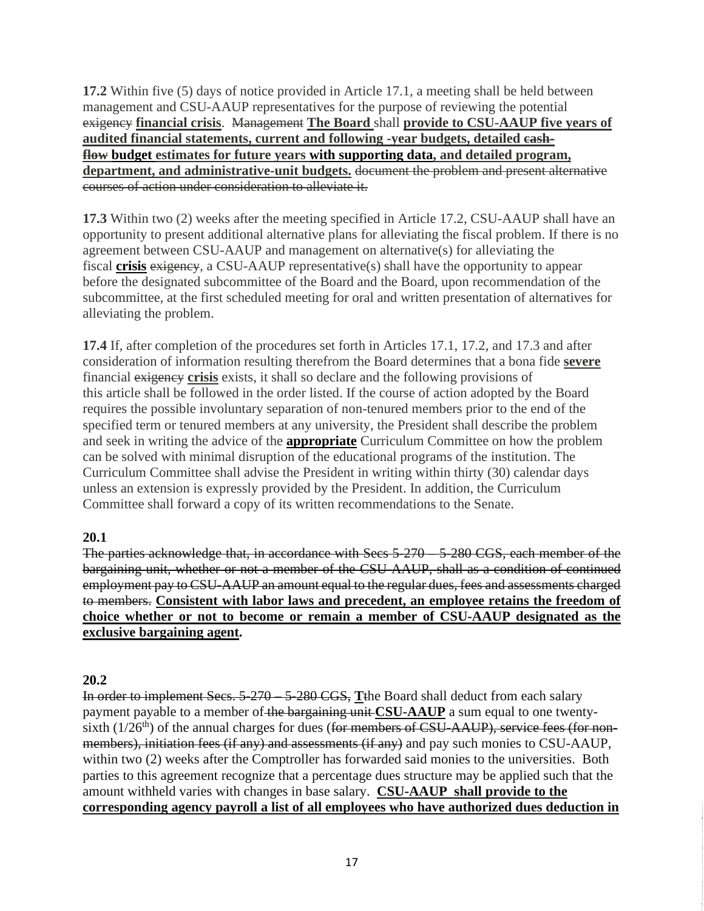**17.2** Within five (5) days of notice provided in Article 17.1, a meeting shall be held between management and CSU-AAUP representatives for the purpose of reviewing the potential ~~exigency~~ **financial crisis**. ~~Management~~ **The Board** shall **provide to CSU-AAUP five years of audited financial statements, current and following -year budgets, detailed ~~cash-flow~~ budget estimates for future years with supporting data, and detailed program, department, and administrative-unit budgets.** ~~document the problem and present alternative courses of action under consideration to alleviate it.~~

**17.3** Within two (2) weeks after the meeting specified in Article 17.2, CSU-AAUP shall have an opportunity to present additional alternative plans for alleviating the fiscal problem. If there is no agreement between CSU-AAUP and management on alternative(s) for alleviating the fiscal **crisis** ~~exigency~~, a CSU-AAUP representative(s) shall have the opportunity to appear before the designated subcommittee of the Board and the Board, upon recommendation of the subcommittee, at the first scheduled meeting for oral and written presentation of alternatives for alleviating the problem.

**17.4** If, after completion of the procedures set forth in Articles 17.1, 17.2, and 17.3 and after consideration of information resulting therefrom the Board determines that a bona fide **severe** financial ~~exigency~~ **crisis** exists, it shall so declare and the following provisions of this article shall be followed in the order listed. If the course of action adopted by the Board requires the possible involuntary separation of non-tenured members prior to the end of the specified term or tenured members at any university, the President shall describe the problem and seek in writing the advice of the **appropriate** Curriculum Committee on how the problem can be solved with minimal disruption of the educational programs of the institution. The Curriculum Committee shall advise the President in writing within thirty (30) calendar days unless an extension is expressly provided by the President. In addition, the Curriculum Committee shall forward a copy of its written recommendations to the Senate.

**20.1**

~~The parties acknowledge that, in accordance with Secs 5-270 – 5-280 CGS, each member of the bargaining unit, whether or not a member of the CSU-AAUP, shall as a condition of continued employment pay to CSU-AAUP an amount equal to the regular dues, fees and assessments charged to members.~~ **Consistent with labor laws and precedent, an employee retains the freedom of choice whether or not to become or remain a member of CSU-AAUP designated as the exclusive bargaining agent.**

**20.2**

~~In order to implement Secs. 5-270 – 5-280 CGS,~~ **T**~~t~~he Board shall deduct from each salary payment payable to a member of ~~the bargaining unit~~ **CSU-AAUP** a sum equal to one twenty-sixth (1/26th) of the annual charges for dues (~~for members of CSU-AAUP), service fees (for non-members), initiation fees (if any) and assessments (if any)~~ and pay such monies to CSU-AAUP, within two (2) weeks after the Comptroller has forwarded said monies to the universities. Both parties to this agreement recognize that a percentage dues structure may be applied such that the amount withheld varies with changes in base salary. **CSU-AAUP shall provide to the corresponding agency payroll a list of all employees who have authorized dues deduction in**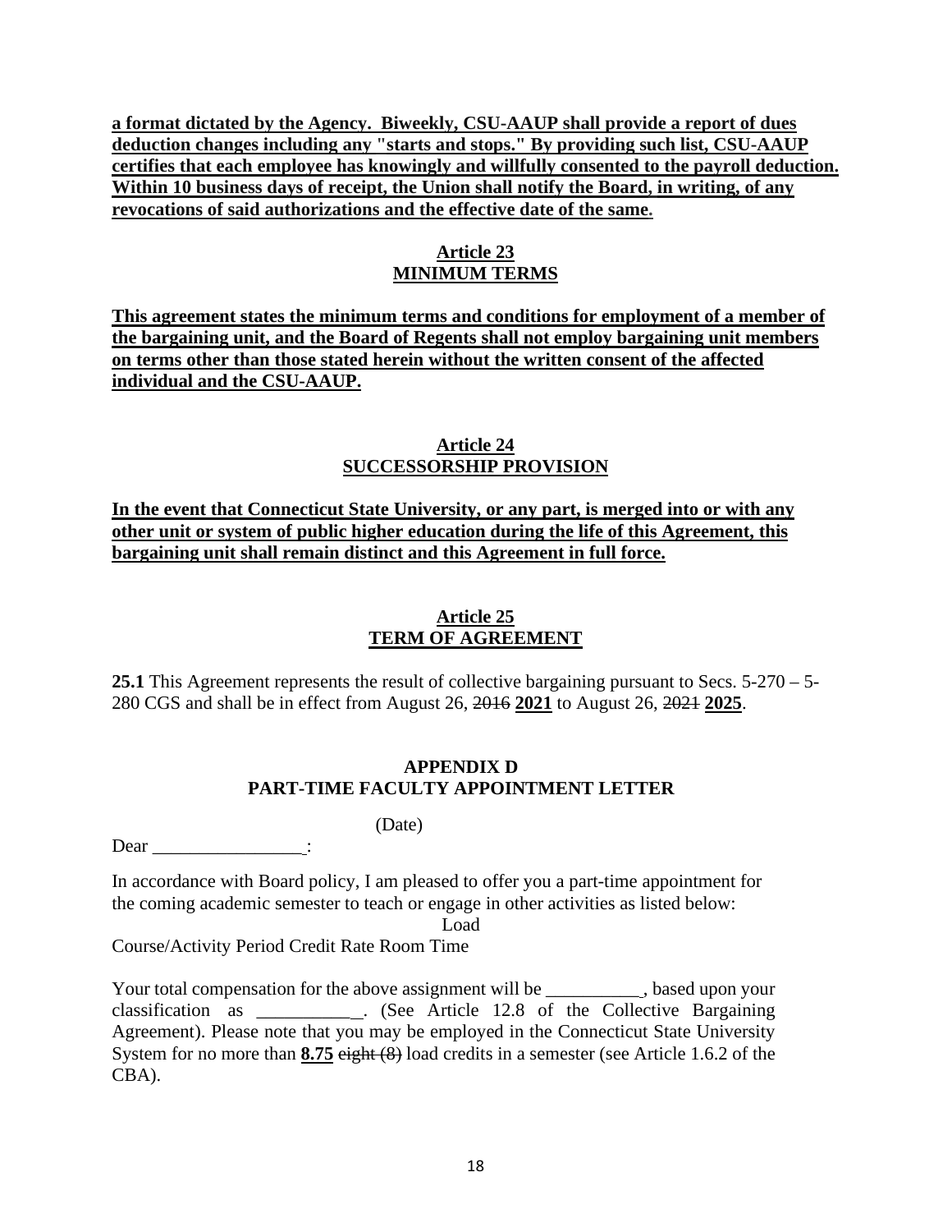**a format dictated by the Agency. Biweekly, CSU-AAUP shall provide a report of dues deduction changes including any "starts and stops." By providing such list, CSU-AAUP certifies that each employee has knowingly and willfully consented to the payroll deduction. Within 10 business days of receipt, the Union shall notify the Board, in writing, of any revocations of said authorizations and the effective date of the same.**

## Article 23
## MINIMUM TERMS

**This agreement states the minimum terms and conditions for employment of a member of the bargaining unit, and the Board of Regents shall not employ bargaining unit members on terms other than those stated herein without the written consent of the affected individual and the CSU-AAUP.**

## Article 24
## SUCCESSORSHIP PROVISION

**In the event that Connecticut State University, or any part, is merged into or with any other unit or system of public higher education during the life of this Agreement, this bargaining unit shall remain distinct and this Agreement in full force.**

## Article 25
## TERM OF AGREEMENT

**25.1** This Agreement represents the result of collective bargaining pursuant to Secs. 5-270 – 5-280 CGS and shall be in effect from August 26, ~~2016~~ **2021** to August 26, ~~2021~~ **2025**.

## APPENDIX D
## PART-TIME FACULTY APPOINTMENT LETTER

(Date)

Dear ________________:

In accordance with Board policy, I am pleased to offer you a part-time appointment for the coming academic semester to teach or engage in other activities as listed below:

Load

Course/Activity Period Credit Rate Room Time

Your total compensation for the above assignment will be __________, based upon your classification as __________. (See Article 12.8 of the Collective Bargaining Agreement). Please note that you may be employed in the Connecticut State University System for no more than **8.75** ~~eight (8)~~ load credits in a semester (see Article 1.6.2 of the CBA).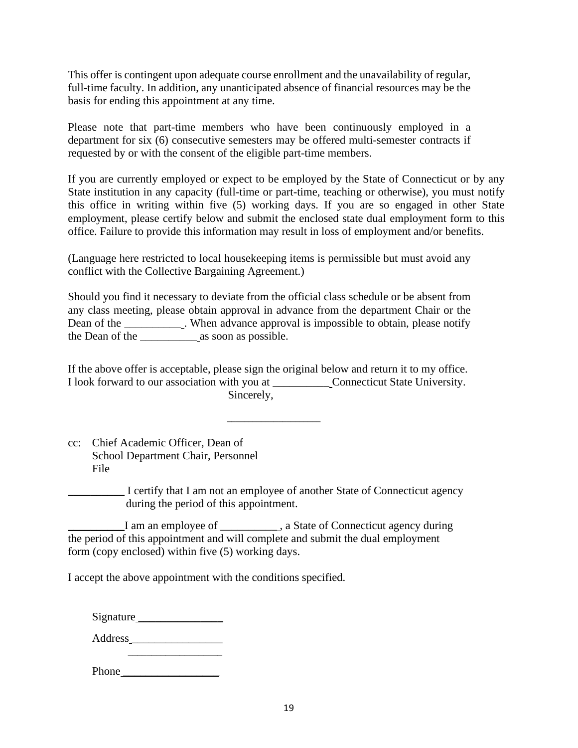This offer is contingent upon adequate course enrollment and the unavailability of regular, full-time faculty. In addition, any unanticipated absence of financial resources may be the basis for ending this appointment at any time.

Please note that part-time members who have been continuously employed in a department for six (6) consecutive semesters may be offered multi-semester contracts if requested by or with the consent of the eligible part-time members.

If you are currently employed or expect to be employed by the State of Connecticut or by any State institution in any capacity (full-time or part-time, teaching or otherwise), you must notify this office in writing within five (5) working days. If you are so engaged in other State employment, please certify below and submit the enclosed state dual employment form to this office. Failure to provide this information may result in loss of employment and/or benefits.

(Language here restricted to local housekeeping items is permissible but must avoid any conflict with the Collective Bargaining Agreement.)

Should you find it necessary to deviate from the official class schedule or be absent from any class meeting, please obtain approval in advance from the department Chair or the Dean of the __________. When advance approval is impossible to obtain, please notify the Dean of the __________ as soon as possible.

If the above offer is acceptable, please sign the original below and return it to my office. I look forward to our association with you at __________ Connecticut State University.

Sincerely,

_________________

cc: Chief Academic Officer, Dean of School Department Chair, Personnel File

__________ I certify that I am not an employee of another State of Connecticut agency during the period of this appointment.

__________ I am an employee of __________, a State of Connecticut agency during the period of this appointment and will complete and submit the dual employment form (copy enclosed) within five (5) working days.

I accept the above appointment with the conditions specified.

Signature ________________

Address ________________

________________

Phone ________________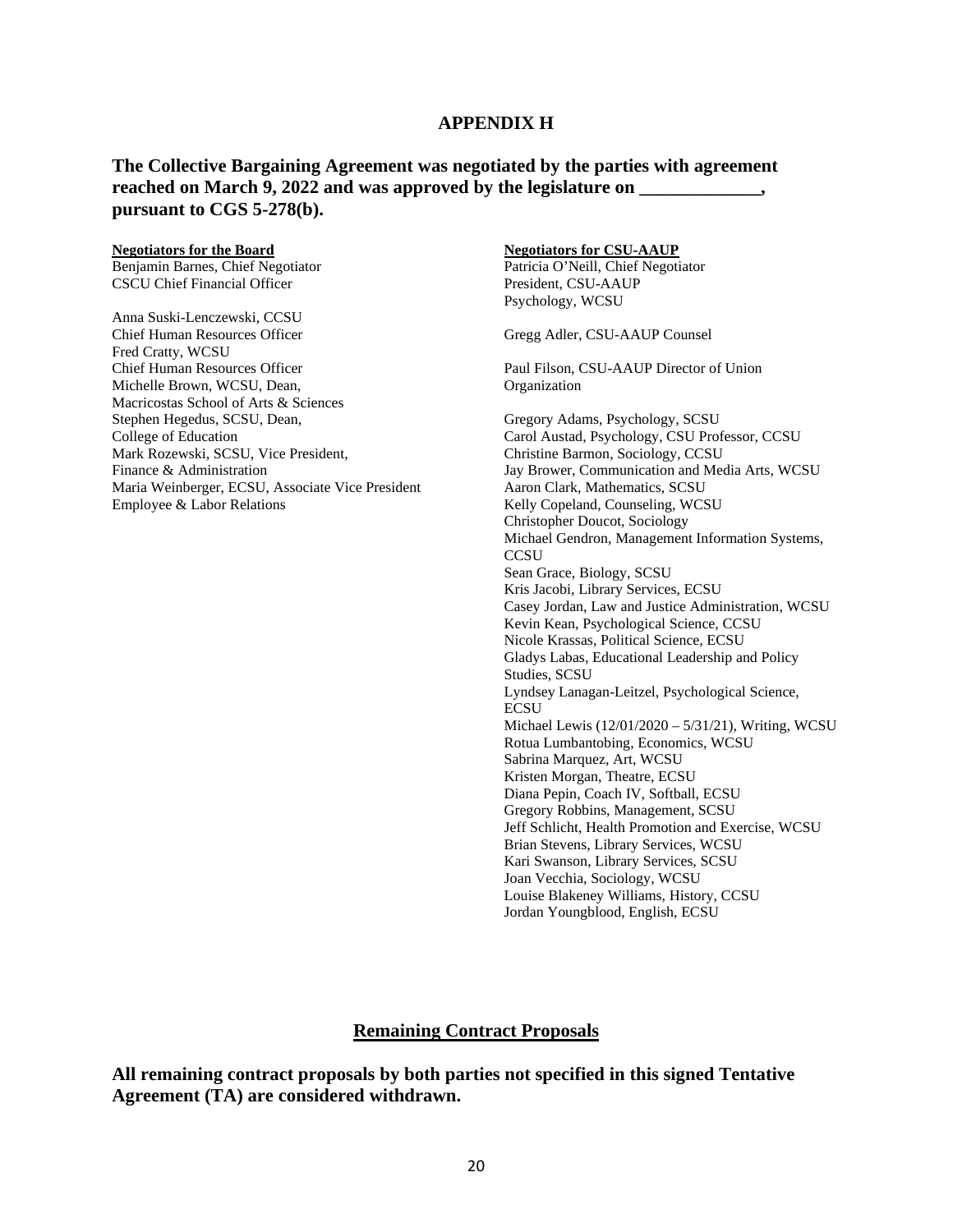## APPENDIX H

**The Collective Bargaining Agreement was negotiated by the parties with agreement reached on March 9, 2022 and was approved by the legislature on _____________, pursuant to CGS 5-278(b).**

**Negotiators for the Board**

Benjamin Barnes, Chief Negotiator
CSCU Chief Financial Officer

Anna Suski-Lenczewski, CCSU
Chief Human Resources Officer
Fred Cratty, WCSU
Chief Human Resources Officer
Michelle Brown, WCSU, Dean,
Macricostas School of Arts & Sciences
Stephen Hegedus, SCSU, Dean,
College of Education
Mark Rozewski, SCSU, Vice President,
Finance & Administration
Maria Weinberger, ECSU, Associate Vice President
Employee & Labor Relations

**Negotiators for CSU-AAUP**

Patricia O'Neill, Chief Negotiator
President, CSU-AAUP
Psychology, WCSU

Gregg Adler, CSU-AAUP Counsel

Paul Filson, CSU-AAUP Director of Union Organization

Gregory Adams, Psychology, SCSU
Carol Austad, Psychology, CSU Professor, CCSU
Christine Barmon, Sociology, CCSU
Jay Brower, Communication and Media Arts, WCSU
Aaron Clark, Mathematics, SCSU
Kelly Copeland, Counseling, WCSU
Christopher Doucot, Sociology
Michael Gendron, Management Information Systems, CCSU
Sean Grace, Biology, SCSU
Kris Jacobi, Library Services, ECSU
Casey Jordan, Law and Justice Administration, WCSU
Kevin Kean, Psychological Science, CCSU
Nicole Krassas, Political Science, ECSU
Gladys Labas, Educational Leadership and Policy Studies, SCSU
Lyndsey Lanagan-Leitzel, Psychological Science, ECSU
Michael Lewis (12/01/2020 – 5/31/21), Writing, WCSU
Rotua Lumbantobing, Economics, WCSU
Sabrina Marquez, Art, WCSU
Kristen Morgan, Theatre, ECSU
Diana Pepin, Coach IV, Softball, ECSU
Gregory Robbins, Management, SCSU
Jeff Schlicht, Health Promotion and Exercise, WCSU
Brian Stevens, Library Services, WCSU
Kari Swanson, Library Services, SCSU
Joan Vecchia, Sociology, WCSU
Louise Blakeney Williams, History, CCSU
Jordan Youngblood, English, ECSU

## Remaining Contract Proposals

**All remaining contract proposals by both parties not specified in this signed Tentative Agreement (TA) are considered withdrawn.**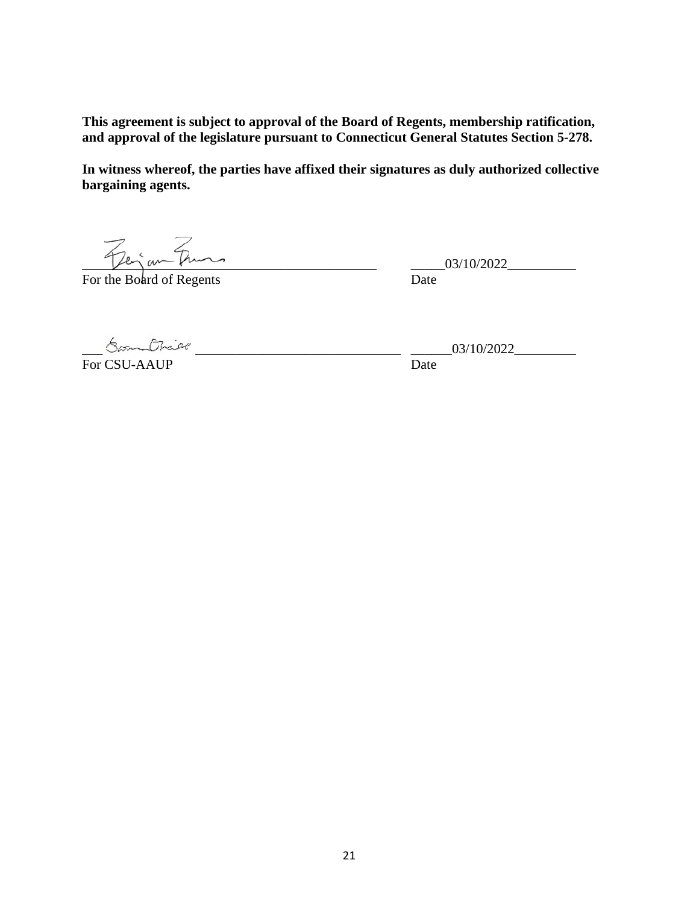**This agreement is subject to approval of the Board of Regents, membership ratification, and approval of the legislature pursuant to Connecticut General Statutes Section 5-278.**

**In witness whereof, the parties have affixed their signatures as duly authorized collective bargaining agents.**

_____________________________________________ _____03/10/2022__________

For the Board of Regents Date

_____________________________________________ ______03/10/2022_________

For CSU-AAUP Date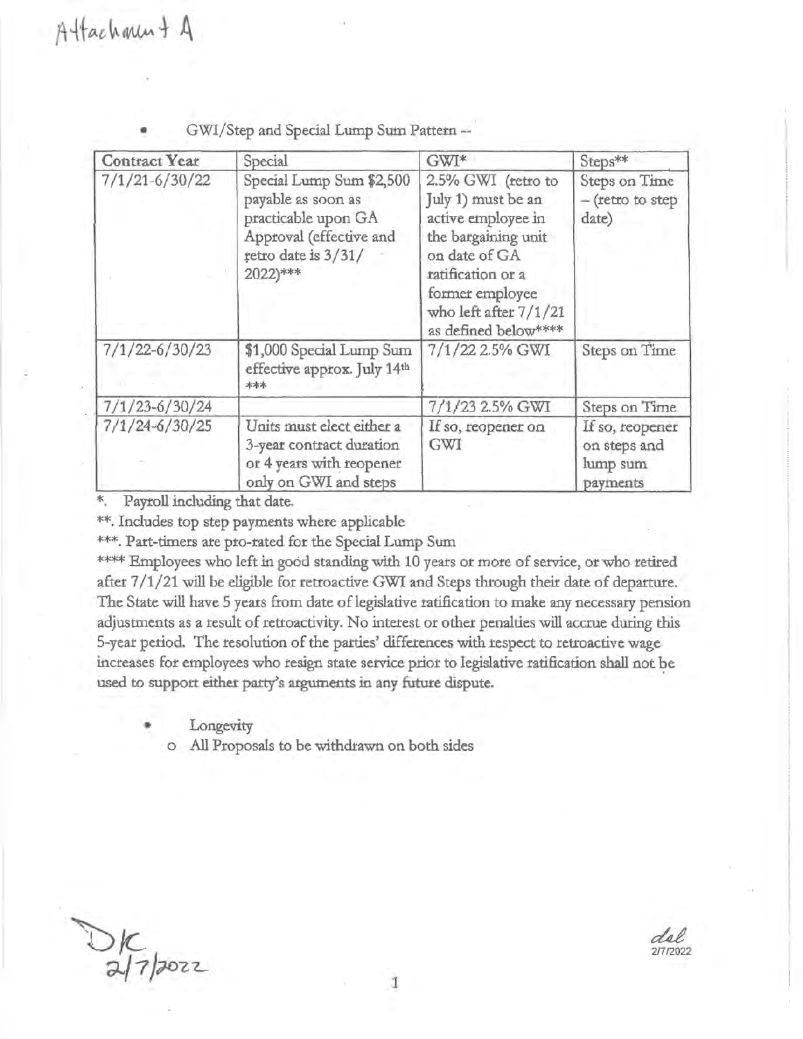Attachment A

- GWI/Step and Special Lump Sum Pattern --

| Contract Year | Special | GWI* | Steps** |
|---|---|---|---|
| 7/1/21-6/30/22 | Special Lump Sum $2,500 payable as soon as practicable upon GA Approval (effective and retro date is 3/31/2022)*** | 2.5% GWI (retro to July 1) must be an active employee in the bargaining unit on date of GA ratification or a former employee who left after 7/1/21 as defined below**** | Steps on Time – (retro to step date) |
| 7/1/22-6/30/23 | $1,000 Special Lump Sum effective approx. July 14th *** | 7/1/22 2.5% GWI | Steps on Time |
| 7/1/23-6/30/24 | | 7/1/23 2.5% GWI | Steps on Time |
| 7/1/24-6/30/25 | Units must elect either a 3-year contract duration or 4 years with reopener only on GWI and steps | If so, reopener on GWI | If so, reopener on steps and lump sum payments |

*. Payroll including that date.

**. Includes top step payments where applicable

***. Part-timers are pro-rated for the Special Lump Sum

**** Employees who left in good standing with 10 years or more of service, or who retired after 7/1/21 will be eligible for retroactive GWI and Steps through their date of departure. The State will have 5 years from date of legislative ratification to make any necessary pension adjustments as a result of retroactivity. No interest or other penalties will accrue during this 5-year period. The resolution of the parties' differences with respect to retroactive wage increases for employees who resign state service prior to legislative ratification shall not be used to support either party's arguments in any future dispute.

- Longevity
  - All Proposals to be withdrawn on both sides

DK 2/7/2022

del 2/7/2022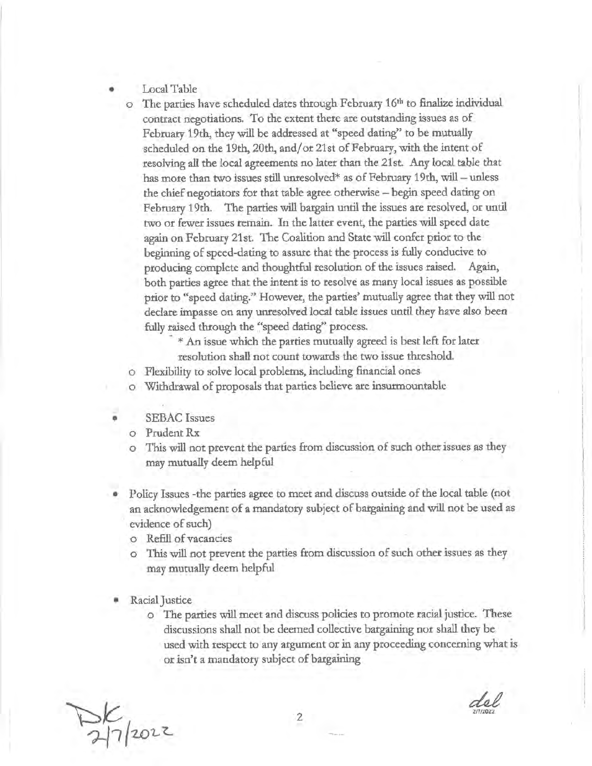- Local Table
  - The parties have scheduled dates through February 16th to finalize individual contract negotiations. To the extent there are outstanding issues as of February 19th, they will be addressed at "speed dating" to be mutually scheduled on the 19th, 20th, and/or 21st of February, with the intent of resolving all the local agreements no later than the 21st. Any local table that has more than two issues still unresolved* as of February 19th, will – unless the chief negotiators for that table agree otherwise – begin speed dating on February 19th. The parties will bargain until the issues are resolved, or until two or fewer issues remain. In the latter event, the parties will speed date again on February 21st. The Coalition and State will confer prior to the beginning of speed-dating to assure that the process is fully conducive to producing complete and thoughtful resolution of the issues raised. Again, both parties agree that the intent is to resolve as many local issues as possible prior to "speed dating." However, the parties' mutually agree that they will not declare impasse on any unresolved local table issues until they have also been fully raised through the "speed dating" process.
    - * An issue which the parties mutually agreed is best left for later resolution shall not count towards the two issue threshold.
  - Flexibility to solve local problems, including financial ones
  - Withdrawal of proposals that parties believe are insurmountable

- SEBAC Issues
  - Prudent Rx
  - This will not prevent the parties from discussion of such other issues as they may mutually deem helpful

- Policy Issues -the parties agree to meet and discuss outside of the local table (not an acknowledgement of a mandatory subject of bargaining and will not be used as evidence of such)
  - Refill of vacancies
  - This will not prevent the parties from discussion of such other issues as they may mutually deem helpful

- Racial Justice
  - The parties will meet and discuss policies to promote racial justice. These discussions shall not be deemed collective bargaining nor shall they be used with respect to any argument or in any proceeding concerning what is or isn't a mandatory subject of bargaining

DK 2/7/2022

del 2/7/2022